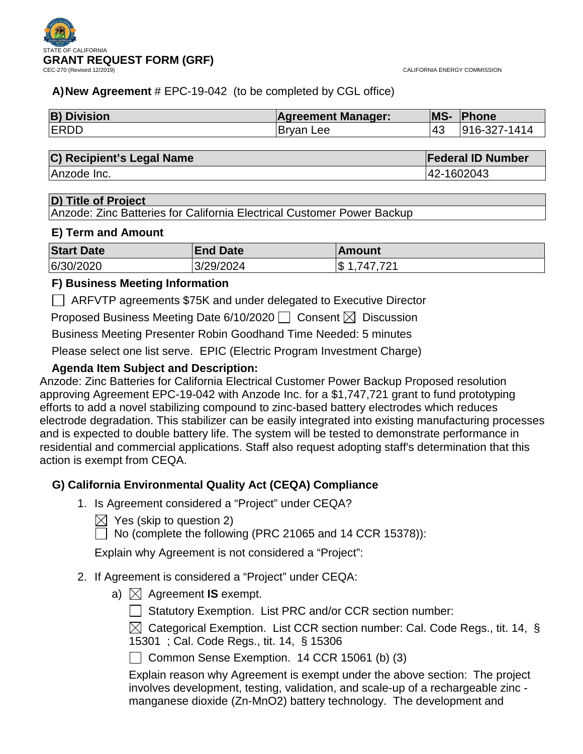STATE OF CALIFORNIA

# GRANT REQUEST FORM (GRF)

CEC-270 (Revised 12/2019)

CALIFORNIA ENERGY COMMISSION

**A) New Agreement** # EPC-19-042 (to be completed by CGL office)

| B) Division | Agreement Manager: | MS- | Phone |
| --- | --- | --- | --- |
| ERDD | Bryan Lee | 43 | 916-327-1414 |

| C) Recipient's Legal Name | Federal ID Number |
| --- | --- |
| Anzode Inc. | 42-1602043 |

| D) Title of Project |
| --- |
| Anzode: Zinc Batteries for California Electrical Customer Power Backup |

### E) Term and Amount

| Start Date | End Date | Amount |
| --- | --- | --- |
| 6/30/2020 | 3/29/2024 | $ 1,747,721 |

### F) Business Meeting Information

☐ ARFVTP agreements $75K and under delegated to Executive Director

Proposed Business Meeting Date 6/10/2020 ☐ Consent ☒ Discussion

Business Meeting Presenter Robin Goodhand Time Needed: 5 minutes

Please select one list serve. EPIC (Electric Program Investment Charge)

**Agenda Item Subject and Description:**

Anzode: Zinc Batteries for California Electrical Customer Power Backup Proposed resolution approving Agreement EPC-19-042 with Anzode Inc. for a $1,747,721 grant to fund prototyping efforts to add a novel stabilizing compound to zinc-based battery electrodes which reduces electrode degradation. This stabilizer can be easily integrated into existing manufacturing processes and is expected to double battery life. The system will be tested to demonstrate performance in residential and commercial applications. Staff also request adopting staff's determination that this action is exempt from CEQA.

### G) California Environmental Quality Act (CEQA) Compliance

1. Is Agreement considered a "Project" under CEQA?

   ☒ Yes (skip to question 2)

   ☐ No (complete the following (PRC 21065 and 14 CCR 15378)):

   Explain why Agreement is not considered a "Project":

2. If Agreement is considered a "Project" under CEQA:

   a) ☒ Agreement **IS** exempt.

      ☐ Statutory Exemption. List PRC and/or CCR section number:

      ☒ Categorical Exemption. List CCR section number: Cal. Code Regs., tit. 14, § 15301 ; Cal. Code Regs., tit. 14, § 15306

      ☐ Common Sense Exemption. 14 CCR 15061 (b) (3)

      Explain reason why Agreement is exempt under the above section: The project involves development, testing, validation, and scale-up of a rechargeable zinc - manganese dioxide ($Zn$-$MnO_2$) battery technology. The development and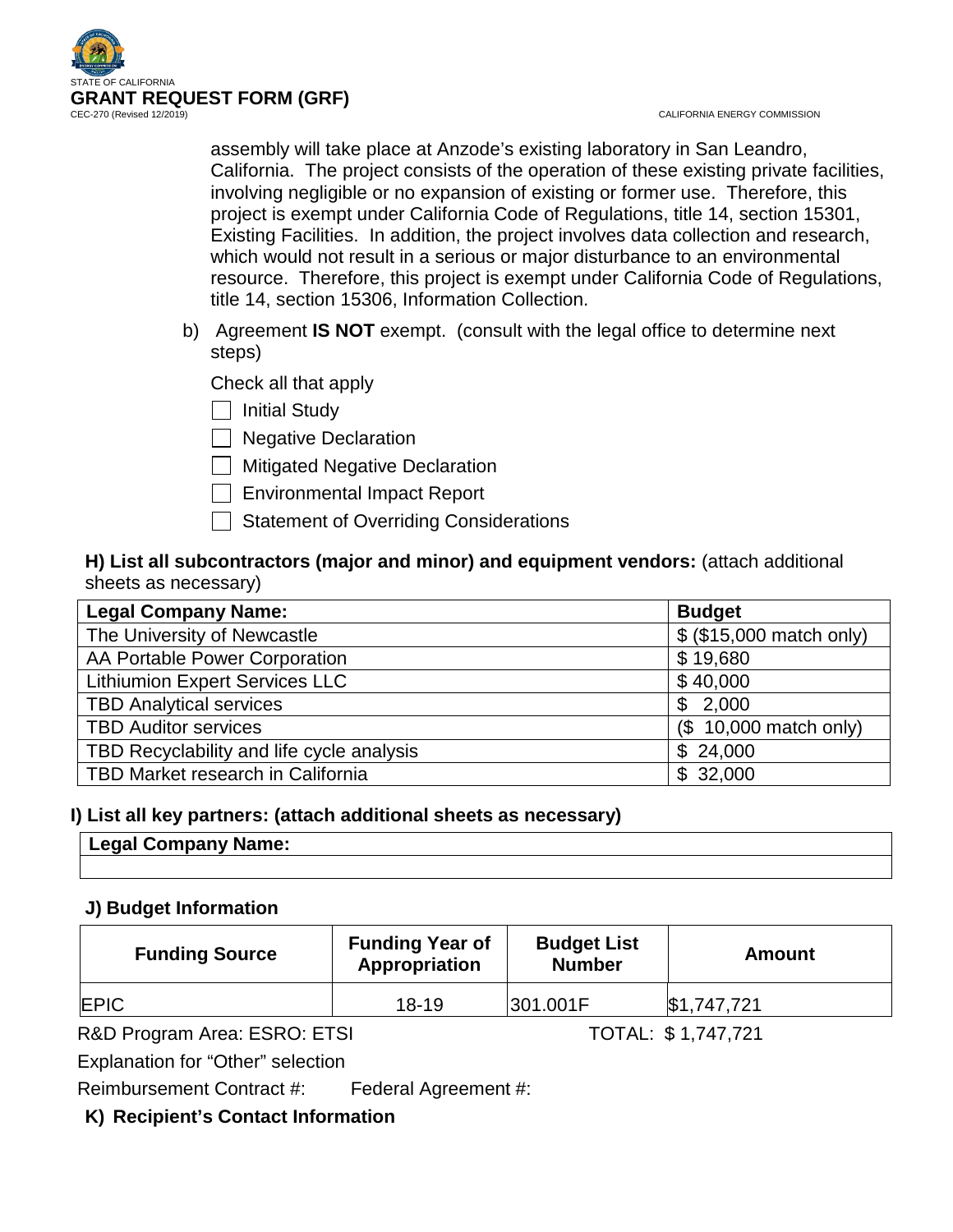assembly will take place at Anzode's existing laboratory in San Leandro, California. The project consists of the operation of these existing private facilities, involving negligible or no expansion of existing or former use. Therefore, this project is exempt under California Code of Regulations, title 14, section 15301, Existing Facilities. In addition, the project involves data collection and research, which would not result in a serious or major disturbance to an environmental resource. Therefore, this project is exempt under California Code of Regulations, title 14, section 15306, Information Collection.

b) Agreement **IS NOT** exempt. (consult with the legal office to determine next steps)

Check all that apply

- [ ] Initial Study
- [ ] Negative Declaration
- [ ] Mitigated Negative Declaration
- [ ] Environmental Impact Report
- [ ] Statement of Overriding Considerations

**H) List all subcontractors (major and minor) and equipment vendors:** (attach additional sheets as necessary)

| Legal Company Name: | Budget |
|---|---|
| The University of Newcastle | $ ($15,000 match only) |
| AA Portable Power Corporation | $ 19,680 |
| Lithiumion Expert Services LLC | $ 40,000 |
| TBD Analytical services | $ 2,000 |
| TBD Auditor services | ($ 10,000 match only) |
| TBD Recyclability and life cycle analysis | $ 24,000 |
| TBD Market research in California | $ 32,000 |

**I) List all key partners: (attach additional sheets as necessary)**

| Legal Company Name: |
|---|
| |

**J) Budget Information**

| Funding Source | Funding Year of Appropriation | Budget List Number | Amount |
|---|---|---|---|
| EPIC | 18-19 | 301.001F | $1,747,721 |

R&D Program Area: ESRO: ETSI TOTAL: $ 1,747,721

Explanation for "Other" selection

Reimbursement Contract #: Federal Agreement #:

**K) Recipient's Contact Information**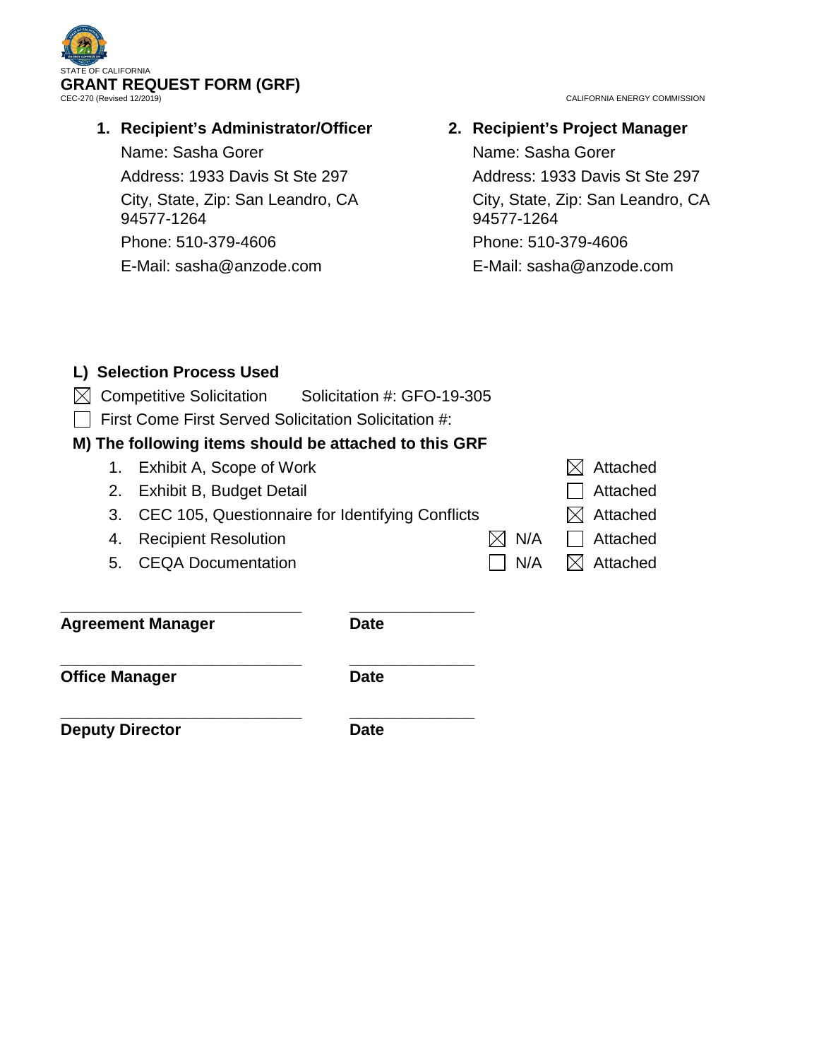STATE OF CALIFORNIA

# GRANT REQUEST FORM (GRF)

CEC-270 (Revised 12/2019)

CALIFORNIA ENERGY COMMISSION

### 1. Recipient's Administrator/Officer

Name: Sasha Gorer

Address: 1933 Davis St Ste 297

City, State, Zip: San Leandro, CA 94577-1264

Phone: 510-379-4606

E-Mail: sasha@anzode.com

### 2. Recipient's Project Manager

Name: Sasha Gorer

Address: 1933 Davis St Ste 297

City, State, Zip: San Leandro, CA 94577-1264

Phone: 510-379-4606

E-Mail: sasha@anzode.com

### L) Selection Process Used

☒ Competitive Solicitation     Solicitation #: GFO-19-305

☐ First Come First Served Solicitation Solicitation #:

### M) The following items should be attached to this GRF

| # | Item | N/A | Attached |
|---|---|---|---|
| 1. | Exhibit A, Scope of Work | | ☒ Attached |
| 2. | Exhibit B, Budget Detail | | ☐ Attached |
| 3. | CEC 105, Questionnaire for Identifying Conflicts | | ☒ Attached |
| 4. | Recipient Resolution | ☒ N/A | ☐ Attached |
| 5. | CEQA Documentation | ☐ N/A | ☒ Attached |

\_\_\_\_\_\_\_\_\_\_\_\_\_\_\_\_\_\_\_\_\_\_\_\_\_\_\_\_     \_\_\_\_\_\_\_\_\_\_\_\_\_\_

**Agreement Manager**     **Date**

\_\_\_\_\_\_\_\_\_\_\_\_\_\_\_\_\_\_\_\_\_\_\_\_\_\_\_\_     \_\_\_\_\_\_\_\_\_\_\_\_\_\_

**Office Manager**     **Date**

\_\_\_\_\_\_\_\_\_\_\_\_\_\_\_\_\_\_\_\_\_\_\_\_\_\_\_\_     \_\_\_\_\_\_\_\_\_\_\_\_\_\_

**Deputy Director**     **Date**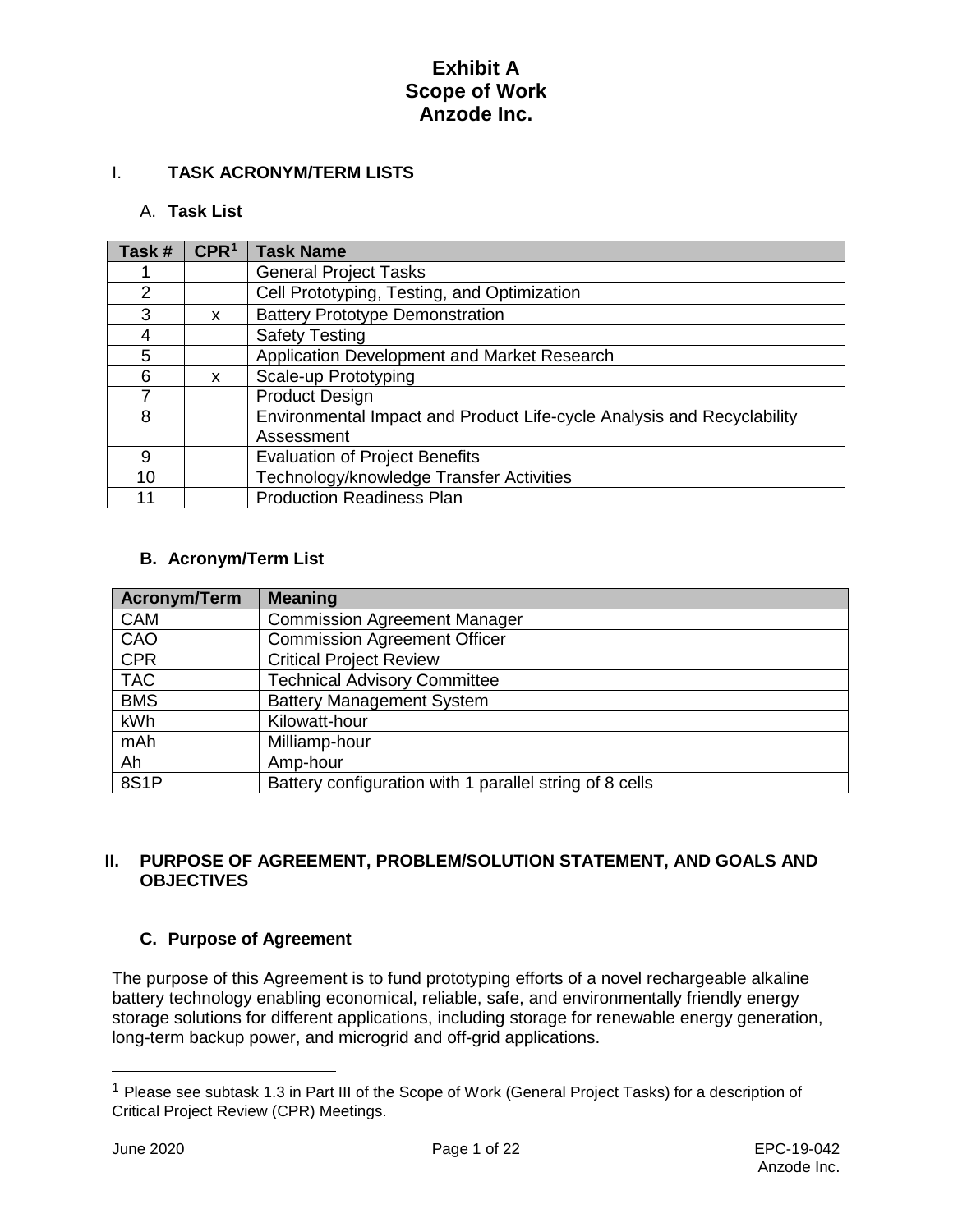# Exhibit A
# Scope of Work
# Anzode Inc.

## I. TASK ACRONYM/TERM LISTS

### A. Task List

| Task # | CPR[1] | Task Name |
|---|---|---|
| 1 | | General Project Tasks |
| 2 | | Cell Prototyping, Testing, and Optimization |
| 3 | x | Battery Prototype Demonstration |
| 4 | | Safety Testing |
| 5 | | Application Development and Market Research |
| 6 | x | Scale-up Prototyping |
| 7 | | Product Design |
| 8 | | Environmental Impact and Product Life-cycle Analysis and Recyclability Assessment |
| 9 | | Evaluation of Project Benefits |
| 10 | | Technology/knowledge Transfer Activities |
| 11 | | Production Readiness Plan |

### B. Acronym/Term List

| Acronym/Term | Meaning |
|---|---|
| CAM | Commission Agreement Manager |
| CAO | Commission Agreement Officer |
| CPR | Critical Project Review |
| TAC | Technical Advisory Committee |
| BMS | Battery Management System |
| kWh | Kilowatt-hour |
| mAh | Milliamp-hour |
| Ah | Amp-hour |
| 8S1P | Battery configuration with 1 parallel string of 8 cells |

## II. PURPOSE OF AGREEMENT, PROBLEM/SOLUTION STATEMENT, AND GOALS AND OBJECTIVES

### C. Purpose of Agreement

The purpose of this Agreement is to fund prototyping efforts of a novel rechargeable alkaline battery technology enabling economical, reliable, safe, and environmentally friendly energy storage solutions for different applications, including storage for renewable energy generation, long-term backup power, and microgrid and off-grid applications.

[1] Please see subtask 1.3 in Part III of the Scope of Work (General Project Tasks) for a description of Critical Project Review (CPR) Meetings.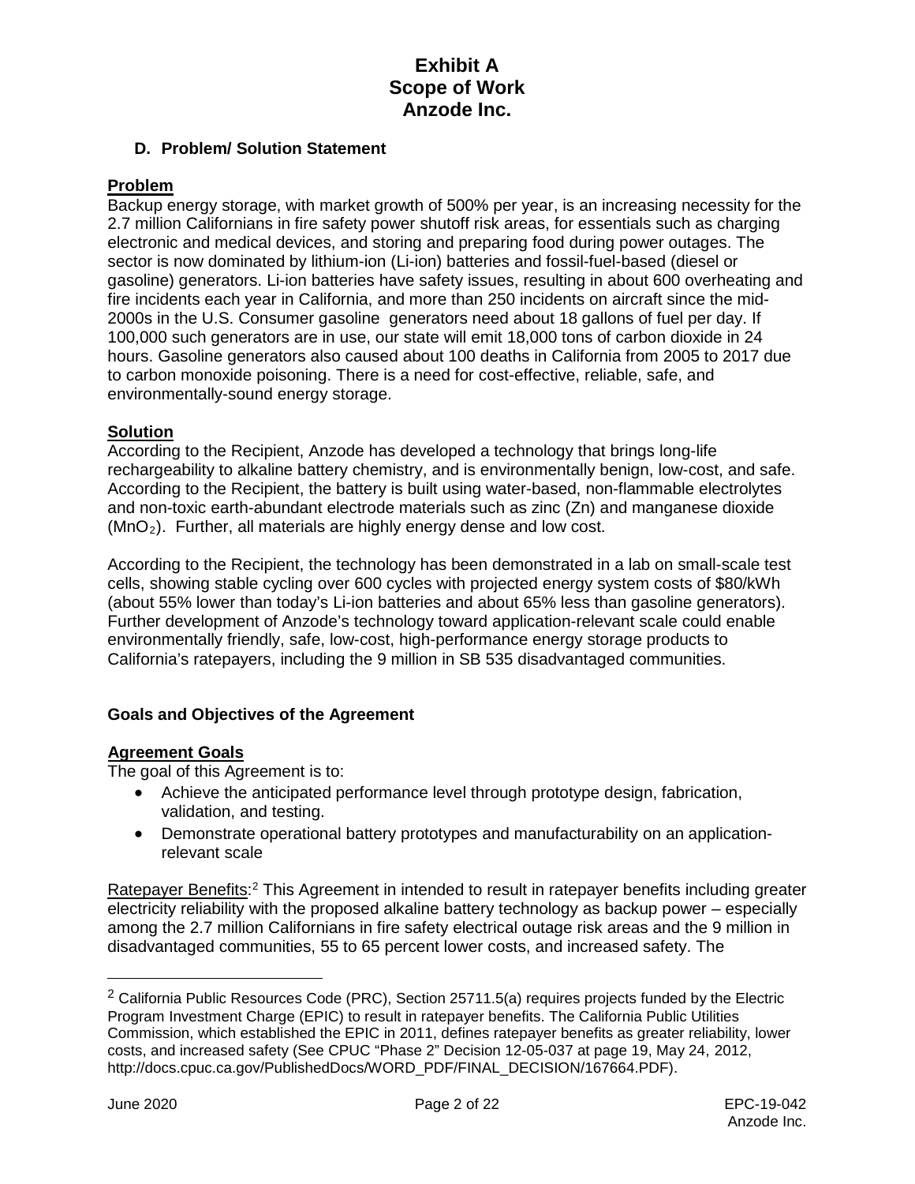# Exhibit A
# Scope of Work
# Anzode Inc.

### D. Problem/ Solution Statement

**Problem**

Backup energy storage, with market growth of 500% per year, is an increasing necessity for the 2.7 million Californians in fire safety power shutoff risk areas, for essentials such as charging electronic and medical devices, and storing and preparing food during power outages. The sector is now dominated by lithium-ion (Li-ion) batteries and fossil-fuel-based (diesel or gasoline) generators. Li-ion batteries have safety issues, resulting in about 600 overheating and fire incidents each year in California, and more than 250 incidents on aircraft since the mid-2000s in the U.S. Consumer gasoline generators need about 18 gallons of fuel per day. If 100,000 such generators are in use, our state will emit 18,000 tons of carbon dioxide in 24 hours. Gasoline generators also caused about 100 deaths in California from 2005 to 2017 due to carbon monoxide poisoning. There is a need for cost-effective, reliable, safe, and environmentally-sound energy storage.

**Solution**

According to the Recipient, Anzode has developed a technology that brings long-life rechargeability to alkaline battery chemistry, and is environmentally benign, low-cost, and safe. According to the Recipient, the battery is built using water-based, non-flammable electrolytes and non-toxic earth-abundant electrode materials such as zinc (Zn) and manganese dioxide ($MnO_2$). Further, all materials are highly energy dense and low cost.

According to the Recipient, the technology has been demonstrated in a lab on small-scale test cells, showing stable cycling over 600 cycles with projected energy system costs of $80/kWh (about 55% lower than today's Li-ion batteries and about 65% less than gasoline generators). Further development of Anzode's technology toward application-relevant scale could enable environmentally friendly, safe, low-cost, high-performance energy storage products to California's ratepayers, including the 9 million in SB 535 disadvantaged communities.

### Goals and Objectives of the Agreement

**Agreement Goals**

The goal of this Agreement is to:

- Achieve the anticipated performance level through prototype design, fabrication, validation, and testing.
- Demonstrate operational battery prototypes and manufacturability on an application-relevant scale

Ratepayer Benefits:[2] This Agreement in intended to result in ratepayer benefits including greater electricity reliability with the proposed alkaline battery technology as backup power – especially among the 2.7 million Californians in fire safety electrical outage risk areas and the 9 million in disadvantaged communities, 55 to 65 percent lower costs, and increased safety. The

[2] California Public Resources Code (PRC), Section 25711.5(a) requires projects funded by the Electric Program Investment Charge (EPIC) to result in ratepayer benefits. The California Public Utilities Commission, which established the EPIC in 2011, defines ratepayer benefits as greater reliability, lower costs, and increased safety (See CPUC "Phase 2" Decision 12-05-037 at page 19, May 24, 2012, http://docs.cpuc.ca.gov/PublishedDocs/WORD_PDF/FINAL_DECISION/167664.PDF).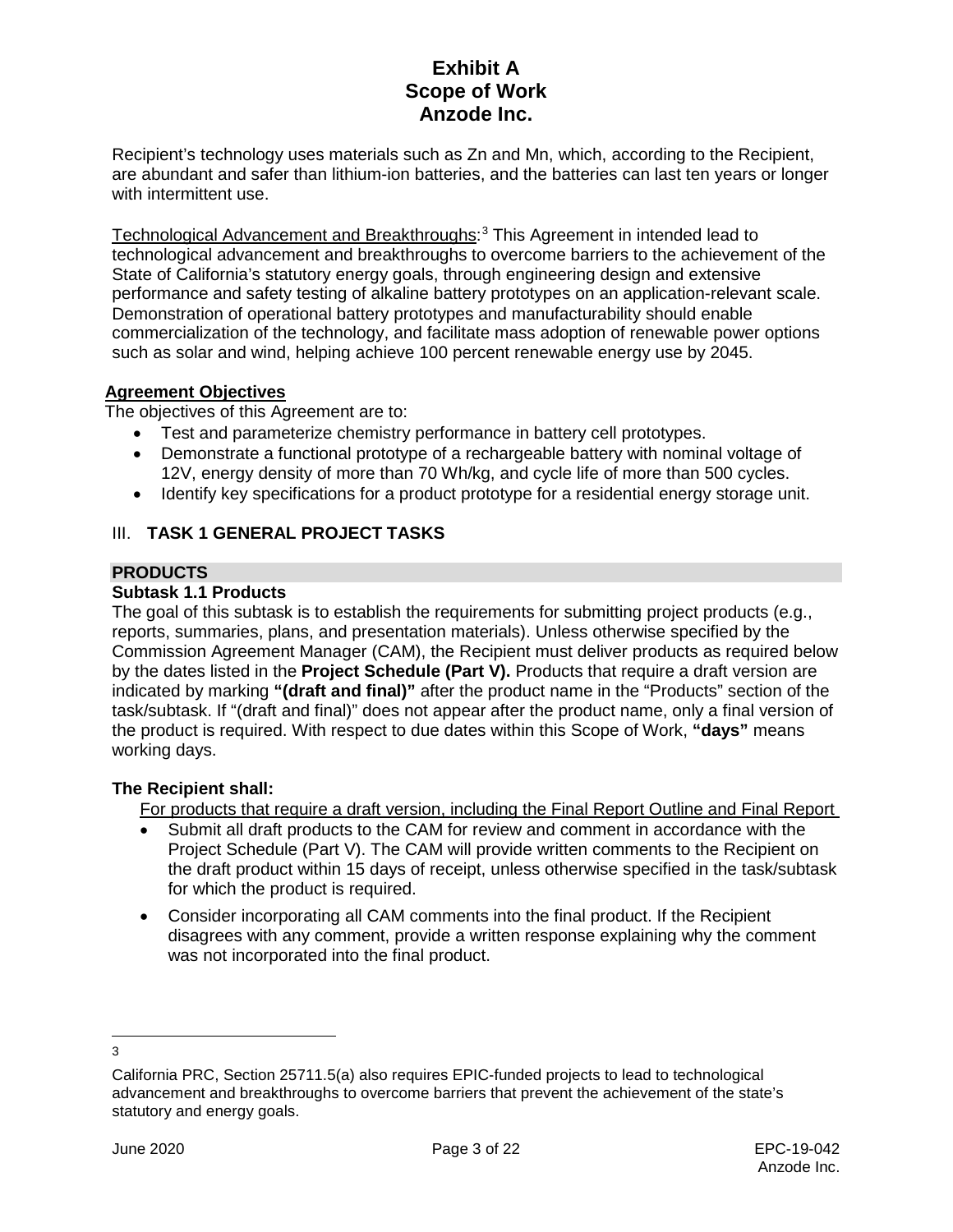Recipient's technology uses materials such as Zn and Mn, which, according to the Recipient, are abundant and safer than lithium-ion batteries, and the batteries can last ten years or longer with intermittent use.

Technological Advancement and Breakthroughs:[3] This Agreement in intended lead to technological advancement and breakthroughs to overcome barriers to the achievement of the State of California's statutory energy goals, through engineering design and extensive performance and safety testing of alkaline battery prototypes on an application-relevant scale. Demonstration of operational battery prototypes and manufacturability should enable commercialization of the technology, and facilitate mass adoption of renewable power options such as solar and wind, helping achieve 100 percent renewable energy use by 2045.

**Agreement Objectives**

The objectives of this Agreement are to:

- Test and parameterize chemistry performance in battery cell prototypes.
- Demonstrate a functional prototype of a rechargeable battery with nominal voltage of 12V, energy density of more than 70 Wh/kg, and cycle life of more than 500 cycles.
- Identify key specifications for a product prototype for a residential energy storage unit.

## III. TASK 1 GENERAL PROJECT TASKS

### PRODUCTS

**Subtask 1.1 Products**

The goal of this subtask is to establish the requirements for submitting project products (e.g., reports, summaries, plans, and presentation materials). Unless otherwise specified by the Commission Agreement Manager (CAM), the Recipient must deliver products as required below by the dates listed in the **Project Schedule (Part V).** Products that require a draft version are indicated by marking **"(draft and final)"** after the product name in the "Products" section of the task/subtask. If "(draft and final)" does not appear after the product name, only a final version of the product is required. With respect to due dates within this Scope of Work, **"days"** means working days.

**The Recipient shall:**

For products that require a draft version, including the Final Report Outline and Final Report

- Submit all draft products to the CAM for review and comment in accordance with the Project Schedule (Part V). The CAM will provide written comments to the Recipient on the draft product within 15 days of receipt, unless otherwise specified in the task/subtask for which the product is required.
- Consider incorporating all CAM comments into the final product. If the Recipient disagrees with any comment, provide a written response explaining why the comment was not incorporated into the final product.

---

[3] California PRC, Section 25711.5(a) also requires EPIC-funded projects to lead to technological advancement and breakthroughs to overcome barriers that prevent the achievement of the state's statutory and energy goals.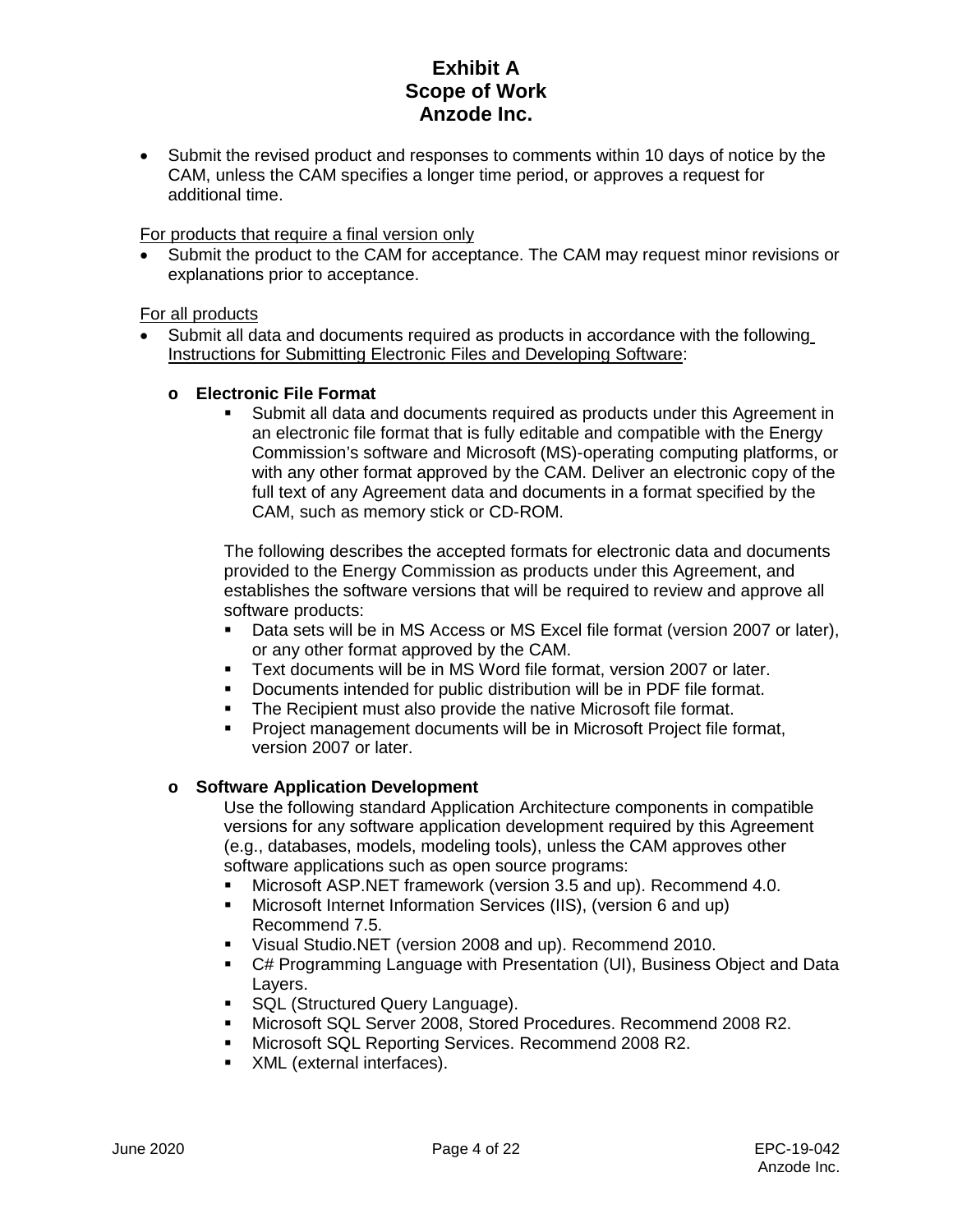- Submit the revised product and responses to comments within 10 days of notice by the CAM, unless the CAM specifies a longer time period, or approves a request for additional time.

For products that require a final version only

- Submit the product to the CAM for acceptance. The CAM may request minor revisions or explanations prior to acceptance.

For all products

- Submit all data and documents required as products in accordance with the following Instructions for Submitting Electronic Files and Developing Software:
    - **Electronic File Format**
        - Submit all data and documents required as products under this Agreement in an electronic file format that is fully editable and compatible with the Energy Commission's software and Microsoft (MS)-operating computing platforms, or with any other format approved by the CAM. Deliver an electronic copy of the full text of any Agreement data and documents in a format specified by the CAM, such as memory stick or CD-ROM.

      The following describes the accepted formats for electronic data and documents provided to the Energy Commission as products under this Agreement, and establishes the software versions that will be required to review and approve all software products:

        - Data sets will be in MS Access or MS Excel file format (version 2007 or later), or any other format approved by the CAM.
        - Text documents will be in MS Word file format, version 2007 or later.
        - Documents intended for public distribution will be in PDF file format.
        - The Recipient must also provide the native Microsoft file format.
        - Project management documents will be in Microsoft Project file format, version 2007 or later.
    - **Software Application Development**

      Use the following standard Application Architecture components in compatible versions for any software application development required by this Agreement (e.g., databases, models, modeling tools), unless the CAM approves other software applications such as open source programs:

        - Microsoft ASP.NET framework (version 3.5 and up). Recommend 4.0.
        - Microsoft Internet Information Services (IIS), (version 6 and up) Recommend 7.5.
        - Visual Studio.NET (version 2008 and up). Recommend 2010.
        - C# Programming Language with Presentation (UI), Business Object and Data Layers.
        - SQL (Structured Query Language).
        - Microsoft SQL Server 2008, Stored Procedures. Recommend 2008 R2.
        - Microsoft SQL Reporting Services. Recommend 2008 R2.
        - XML (external interfaces).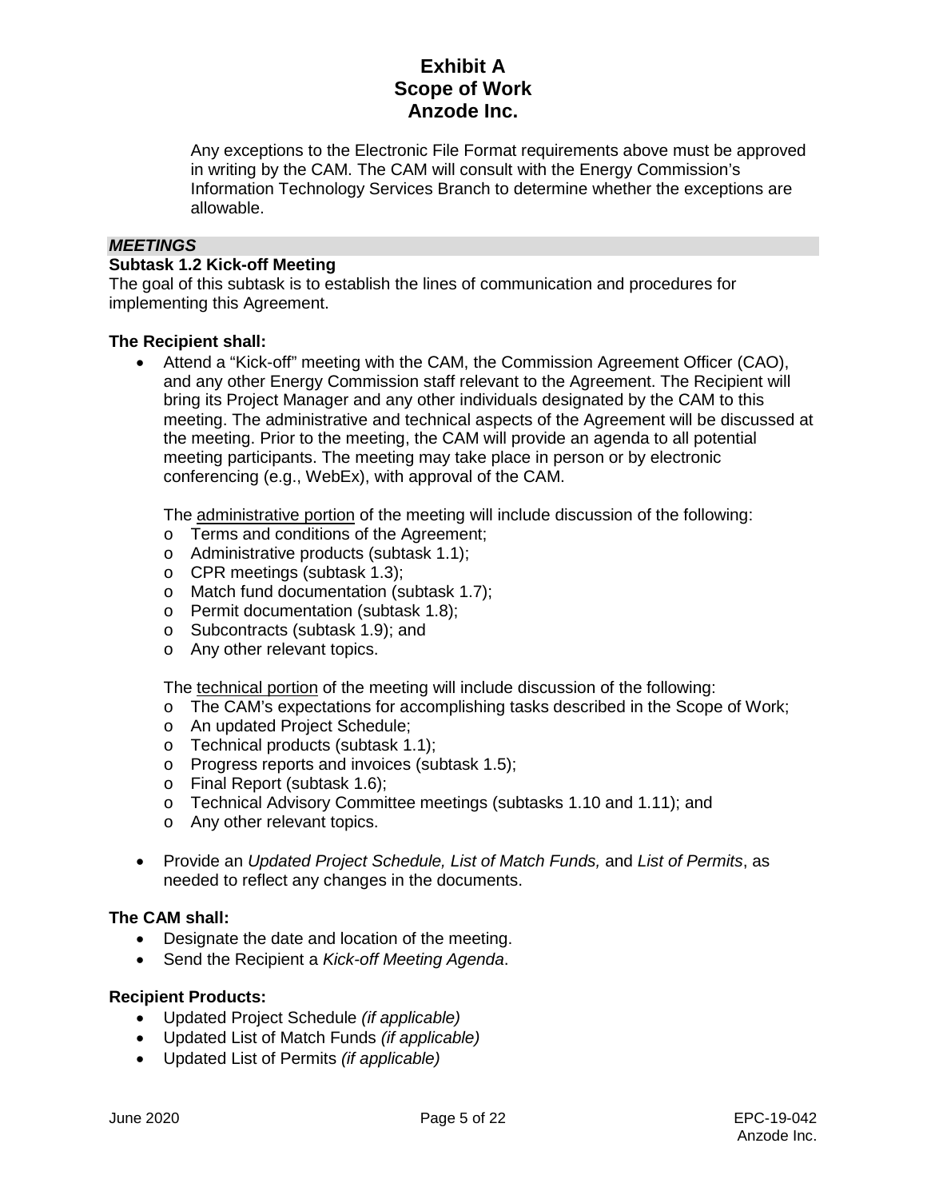Any exceptions to the Electronic File Format requirements above must be approved in writing by the CAM. The CAM will consult with the Energy Commission's Information Technology Services Branch to determine whether the exceptions are allowable.

## *MEETINGS*

### Subtask 1.2 Kick-off Meeting

The goal of this subtask is to establish the lines of communication and procedures for implementing this Agreement.

**The Recipient shall:**

- Attend a "Kick-off" meeting with the CAM, the Commission Agreement Officer (CAO), and any other Energy Commission staff relevant to the Agreement. The Recipient will bring its Project Manager and any other individuals designated by the CAM to this meeting. The administrative and technical aspects of the Agreement will be discussed at the meeting. Prior to the meeting, the CAM will provide an agenda to all potential meeting participants. The meeting may take place in person or by electronic conferencing (e.g., WebEx), with approval of the CAM.

  The administrative portion of the meeting will include discussion of the following:
  - Terms and conditions of the Agreement;
  - Administrative products (subtask 1.1);
  - CPR meetings (subtask 1.3);
  - Match fund documentation (subtask 1.7);
  - Permit documentation (subtask 1.8);
  - Subcontracts (subtask 1.9); and
  - Any other relevant topics.

  The technical portion of the meeting will include discussion of the following:
  - The CAM's expectations for accomplishing tasks described in the Scope of Work;
  - An updated Project Schedule;
  - Technical products (subtask 1.1);
  - Progress reports and invoices (subtask 1.5);
  - Final Report (subtask 1.6);
  - Technical Advisory Committee meetings (subtasks 1.10 and 1.11); and
  - Any other relevant topics.

- Provide an *Updated Project Schedule, List of Match Funds,* and *List of Permits*, as needed to reflect any changes in the documents.

**The CAM shall:**

- Designate the date and location of the meeting.
- Send the Recipient a *Kick-off Meeting Agenda*.

**Recipient Products:**

- Updated Project Schedule *(if applicable)*
- Updated List of Match Funds *(if applicable)*
- Updated List of Permits *(if applicable)*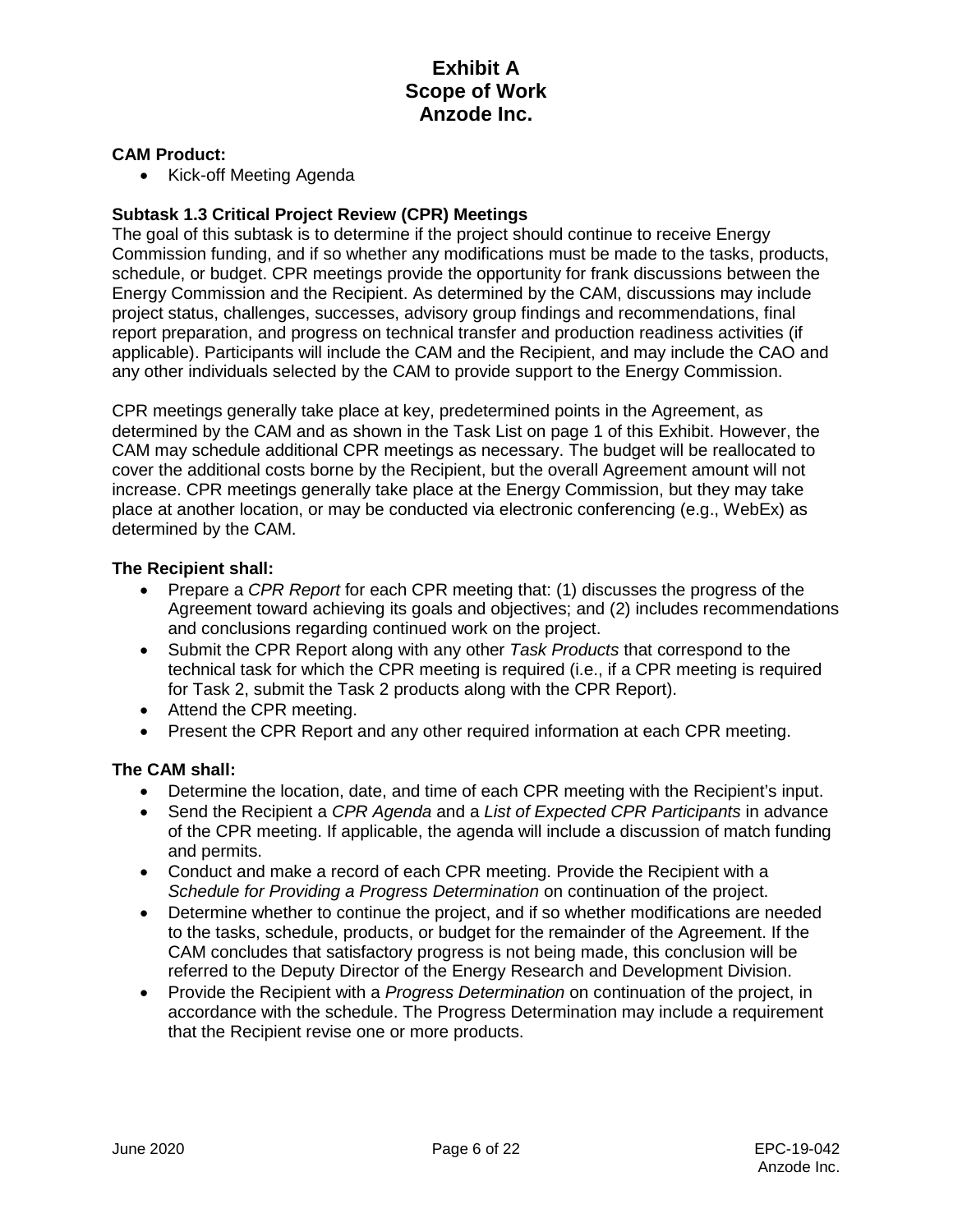**CAM Product:**

- Kick-off Meeting Agenda

**Subtask 1.3 Critical Project Review (CPR) Meetings**

The goal of this subtask is to determine if the project should continue to receive Energy Commission funding, and if so whether any modifications must be made to the tasks, products, schedule, or budget. CPR meetings provide the opportunity for frank discussions between the Energy Commission and the Recipient. As determined by the CAM, discussions may include project status, challenges, successes, advisory group findings and recommendations, final report preparation, and progress on technical transfer and production readiness activities (if applicable). Participants will include the CAM and the Recipient, and may include the CAO and any other individuals selected by the CAM to provide support to the Energy Commission.

CPR meetings generally take place at key, predetermined points in the Agreement, as determined by the CAM and as shown in the Task List on page 1 of this Exhibit. However, the CAM may schedule additional CPR meetings as necessary. The budget will be reallocated to cover the additional costs borne by the Recipient, but the overall Agreement amount will not increase. CPR meetings generally take place at the Energy Commission, but they may take place at another location, or may be conducted via electronic conferencing (e.g., WebEx) as determined by the CAM.

**The Recipient shall:**

- Prepare a *CPR Report* for each CPR meeting that: (1) discusses the progress of the Agreement toward achieving its goals and objectives; and (2) includes recommendations and conclusions regarding continued work on the project.
- Submit the CPR Report along with any other *Task Products* that correspond to the technical task for which the CPR meeting is required (i.e., if a CPR meeting is required for Task 2, submit the Task 2 products along with the CPR Report).
- Attend the CPR meeting.
- Present the CPR Report and any other required information at each CPR meeting.

**The CAM shall:**

- Determine the location, date, and time of each CPR meeting with the Recipient's input.
- Send the Recipient a *CPR Agenda* and a *List of Expected CPR Participants* in advance of the CPR meeting. If applicable, the agenda will include a discussion of match funding and permits.
- Conduct and make a record of each CPR meeting. Provide the Recipient with a *Schedule for Providing a Progress Determination* on continuation of the project.
- Determine whether to continue the project, and if so whether modifications are needed to the tasks, schedule, products, or budget for the remainder of the Agreement. If the CAM concludes that satisfactory progress is not being made, this conclusion will be referred to the Deputy Director of the Energy Research and Development Division.
- Provide the Recipient with a *Progress Determination* on continuation of the project, in accordance with the schedule. The Progress Determination may include a requirement that the Recipient revise one or more products.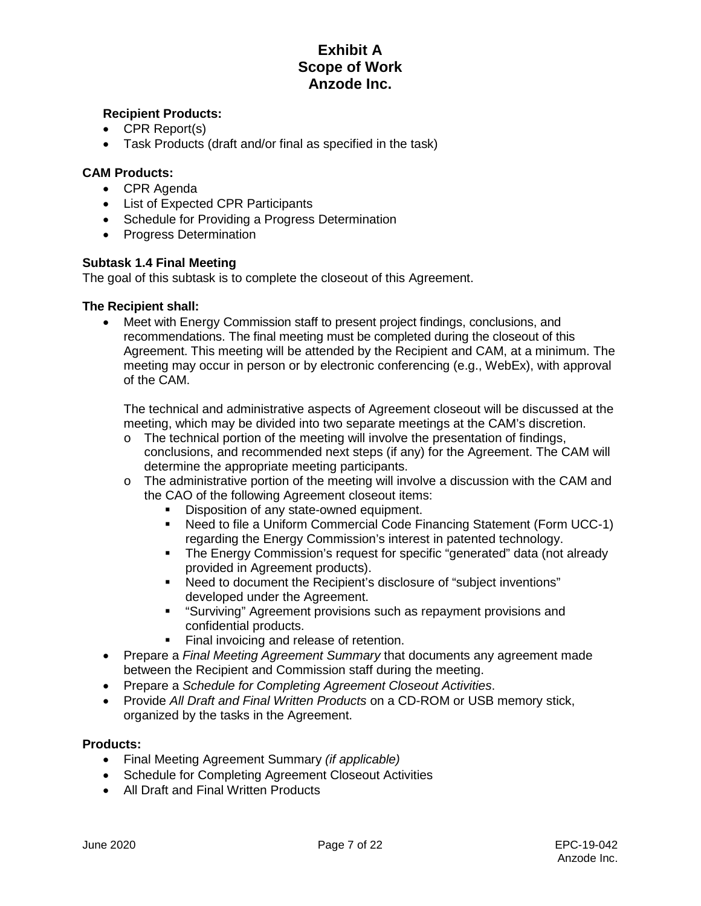**Recipient Products:**

- CPR Report(s)
- Task Products (draft and/or final as specified in the task)

**CAM Products:**

- CPR Agenda
- List of Expected CPR Participants
- Schedule for Providing a Progress Determination
- Progress Determination

**Subtask 1.4 Final Meeting**

The goal of this subtask is to complete the closeout of this Agreement.

**The Recipient shall:**

- Meet with Energy Commission staff to present project findings, conclusions, and recommendations. The final meeting must be completed during the closeout of this Agreement. This meeting will be attended by the Recipient and CAM, at a minimum. The meeting may occur in person or by electronic conferencing (e.g., WebEx), with approval of the CAM.

  The technical and administrative aspects of Agreement closeout will be discussed at the meeting, which may be divided into two separate meetings at the CAM's discretion.
  - The technical portion of the meeting will involve the presentation of findings, conclusions, and recommended next steps (if any) for the Agreement. The CAM will determine the appropriate meeting participants.
  - The administrative portion of the meeting will involve a discussion with the CAM and the CAO of the following Agreement closeout items:
    - Disposition of any state-owned equipment.
    - Need to file a Uniform Commercial Code Financing Statement (Form UCC-1) regarding the Energy Commission's interest in patented technology.
    - The Energy Commission's request for specific "generated" data (not already provided in Agreement products).
    - Need to document the Recipient's disclosure of "subject inventions" developed under the Agreement.
    - "Surviving" Agreement provisions such as repayment provisions and confidential products.
    - Final invoicing and release of retention.
- Prepare a *Final Meeting Agreement Summary* that documents any agreement made between the Recipient and Commission staff during the meeting.
- Prepare a *Schedule for Completing Agreement Closeout Activities*.
- Provide *All Draft and Final Written Products* on a CD-ROM or USB memory stick, organized by the tasks in the Agreement.

**Products:**

- Final Meeting Agreement Summary *(if applicable)*
- Schedule for Completing Agreement Closeout Activities
- All Draft and Final Written Products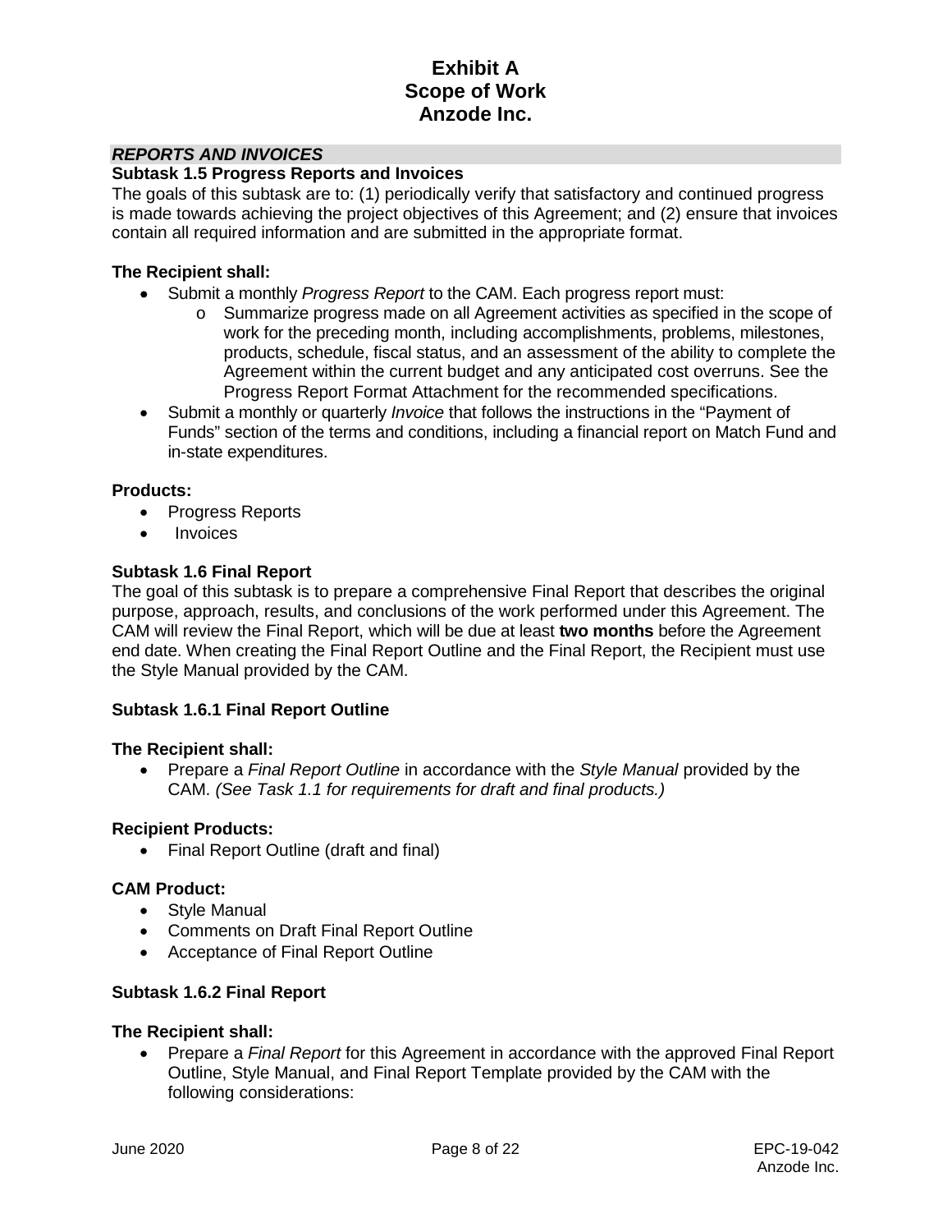### *REPORTS AND INVOICES*

**Subtask 1.5 Progress Reports and Invoices**

The goals of this subtask are to: (1) periodically verify that satisfactory and continued progress is made towards achieving the project objectives of this Agreement; and (2) ensure that invoices contain all required information and are submitted in the appropriate format.

**The Recipient shall:**

- Submit a monthly *Progress Report* to the CAM. Each progress report must:
  - Summarize progress made on all Agreement activities as specified in the scope of work for the preceding month, including accomplishments, problems, milestones, products, schedule, fiscal status, and an assessment of the ability to complete the Agreement within the current budget and any anticipated cost overruns. See the Progress Report Format Attachment for the recommended specifications.
- Submit a monthly or quarterly *Invoice* that follows the instructions in the "Payment of Funds" section of the terms and conditions, including a financial report on Match Fund and in-state expenditures.

**Products:**

- Progress Reports
- Invoices

**Subtask 1.6 Final Report**

The goal of this subtask is to prepare a comprehensive Final Report that describes the original purpose, approach, results, and conclusions of the work performed under this Agreement. The CAM will review the Final Report, which will be due at least **two months** before the Agreement end date. When creating the Final Report Outline and the Final Report, the Recipient must use the Style Manual provided by the CAM.

**Subtask 1.6.1 Final Report Outline**

**The Recipient shall:**

- Prepare a *Final Report Outline* in accordance with the *Style Manual* provided by the CAM. *(See Task 1.1 for requirements for draft and final products.)*

**Recipient Products:**

- Final Report Outline (draft and final)

**CAM Product:**

- Style Manual
- Comments on Draft Final Report Outline
- Acceptance of Final Report Outline

**Subtask 1.6.2 Final Report**

**The Recipient shall:**

- Prepare a *Final Report* for this Agreement in accordance with the approved Final Report Outline, Style Manual, and Final Report Template provided by the CAM with the following considerations: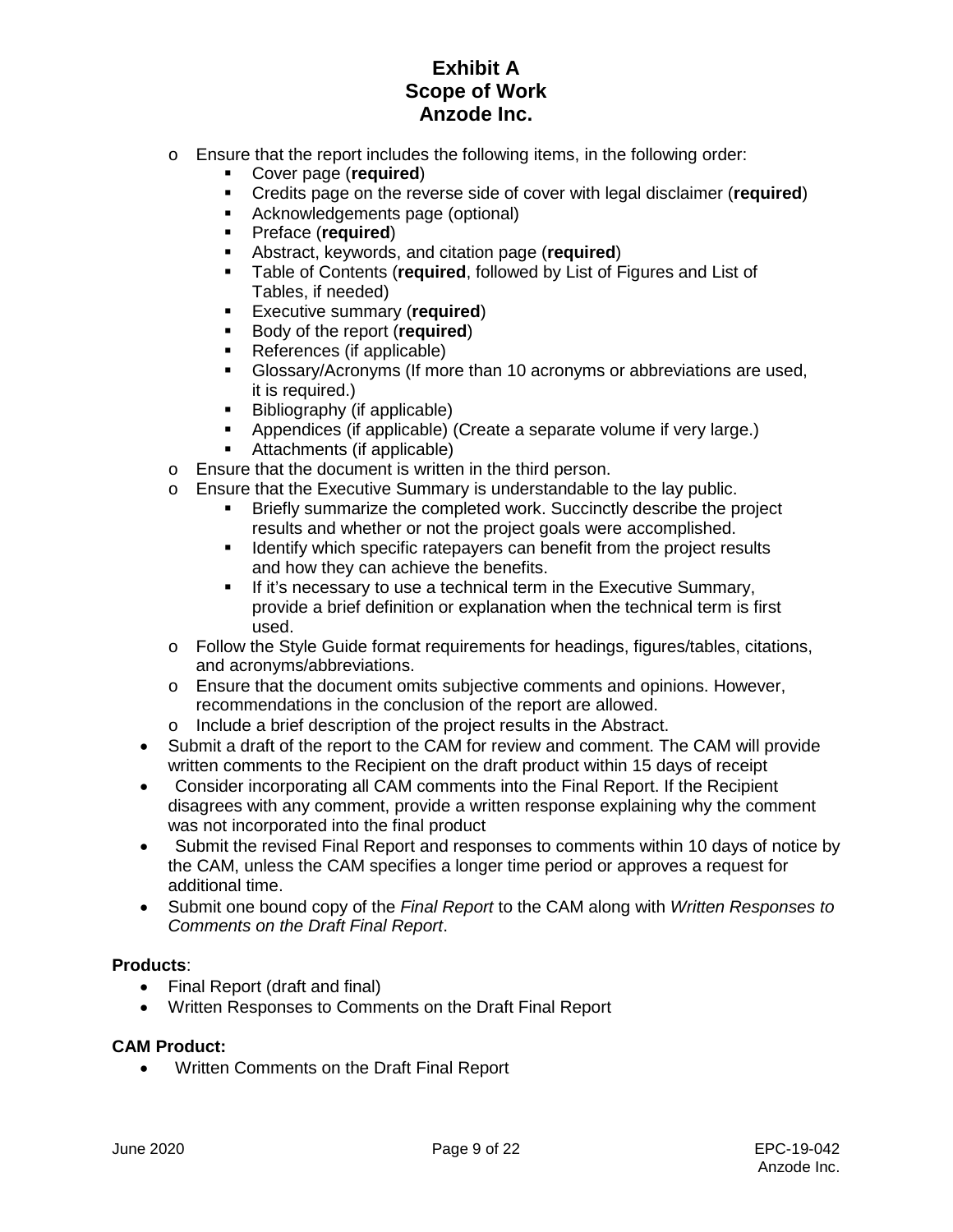- Ensure that the report includes the following items, in the following order:
  - Cover page (**required**)
  - Credits page on the reverse side of cover with legal disclaimer (**required**)
  - Acknowledgements page (optional)
  - Preface (**required**)
  - Abstract, keywords, and citation page (**required**)
  - Table of Contents (**required**, followed by List of Figures and List of Tables, if needed)
  - Executive summary (**required**)
  - Body of the report (**required**)
  - References (if applicable)
  - Glossary/Acronyms (If more than 10 acronyms or abbreviations are used, it is required.)
  - Bibliography (if applicable)
  - Appendices (if applicable) (Create a separate volume if very large.)
  - Attachments (if applicable)
- Ensure that the document is written in the third person.
- Ensure that the Executive Summary is understandable to the lay public.
  - Briefly summarize the completed work. Succinctly describe the project results and whether or not the project goals were accomplished.
  - Identify which specific ratepayers can benefit from the project results and how they can achieve the benefits.
  - If it's necessary to use a technical term in the Executive Summary, provide a brief definition or explanation when the technical term is first used.
- Follow the Style Guide format requirements for headings, figures/tables, citations, and acronyms/abbreviations.
- Ensure that the document omits subjective comments and opinions. However, recommendations in the conclusion of the report are allowed.
- Include a brief description of the project results in the Abstract.

- Submit a draft of the report to the CAM for review and comment. The CAM will provide written comments to the Recipient on the draft product within 15 days of receipt
- Consider incorporating all CAM comments into the Final Report. If the Recipient disagrees with any comment, provide a written response explaining why the comment was not incorporated into the final product
- Submit the revised Final Report and responses to comments within 10 days of notice by the CAM, unless the CAM specifies a longer time period or approves a request for additional time.
- Submit one bound copy of the *Final Report* to the CAM along with *Written Responses to Comments on the Draft Final Report*.

**Products**:

- Final Report (draft and final)
- Written Responses to Comments on the Draft Final Report

**CAM Product:**

- Written Comments on the Draft Final Report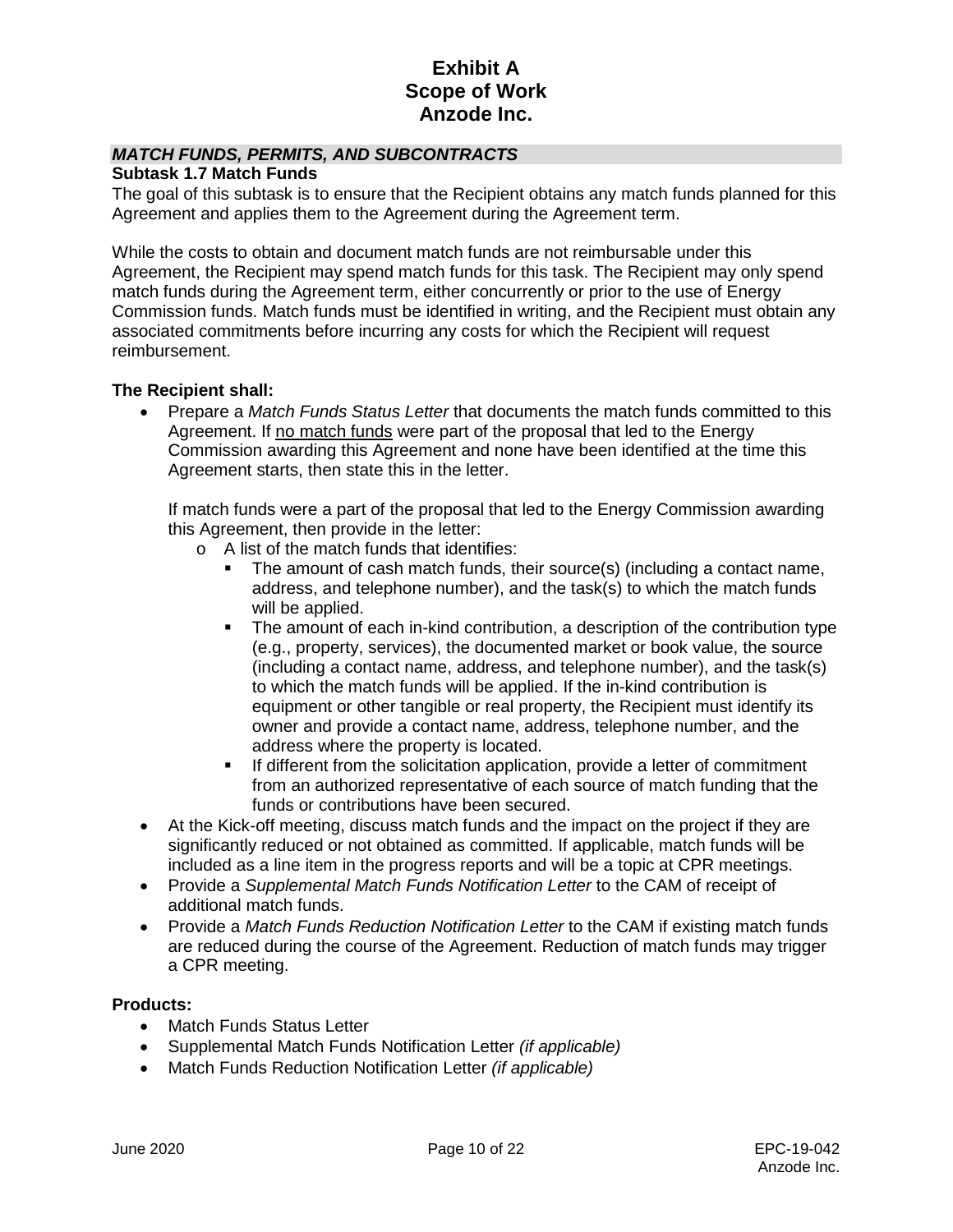# Exhibit A
# Scope of Work
# Anzode Inc.

### *MATCH FUNDS, PERMITS, AND SUBCONTRACTS*

**Subtask 1.7 Match Funds**

The goal of this subtask is to ensure that the Recipient obtains any match funds planned for this Agreement and applies them to the Agreement during the Agreement term.

While the costs to obtain and document match funds are not reimbursable under this Agreement, the Recipient may spend match funds for this task. The Recipient may only spend match funds during the Agreement term, either concurrently or prior to the use of Energy Commission funds. Match funds must be identified in writing, and the Recipient must obtain any associated commitments before incurring any costs for which the Recipient will request reimbursement.

**The Recipient shall:**

- Prepare a *Match Funds Status Letter* that documents the match funds committed to this Agreement. If no match funds were part of the proposal that led to the Energy Commission awarding this Agreement and none have been identified at the time this Agreement starts, then state this in the letter.

  If match funds were a part of the proposal that led to the Energy Commission awarding this Agreement, then provide in the letter:
  - A list of the match funds that identifies:
    - The amount of cash match funds, their source(s) (including a contact name, address, and telephone number), and the task(s) to which the match funds will be applied.
    - The amount of each in-kind contribution, a description of the contribution type (e.g., property, services), the documented market or book value, the source (including a contact name, address, and telephone number), and the task(s) to which the match funds will be applied. If the in-kind contribution is equipment or other tangible or real property, the Recipient must identify its owner and provide a contact name, address, telephone number, and the address where the property is located.
    - If different from the solicitation application, provide a letter of commitment from an authorized representative of each source of match funding that the funds or contributions have been secured.
- At the Kick-off meeting, discuss match funds and the impact on the project if they are significantly reduced or not obtained as committed. If applicable, match funds will be included as a line item in the progress reports and will be a topic at CPR meetings.
- Provide a *Supplemental Match Funds Notification Letter* to the CAM of receipt of additional match funds.
- Provide a *Match Funds Reduction Notification Letter* to the CAM if existing match funds are reduced during the course of the Agreement. Reduction of match funds may trigger a CPR meeting.

**Products:**

- Match Funds Status Letter
- Supplemental Match Funds Notification Letter *(if applicable)*
- Match Funds Reduction Notification Letter *(if applicable)*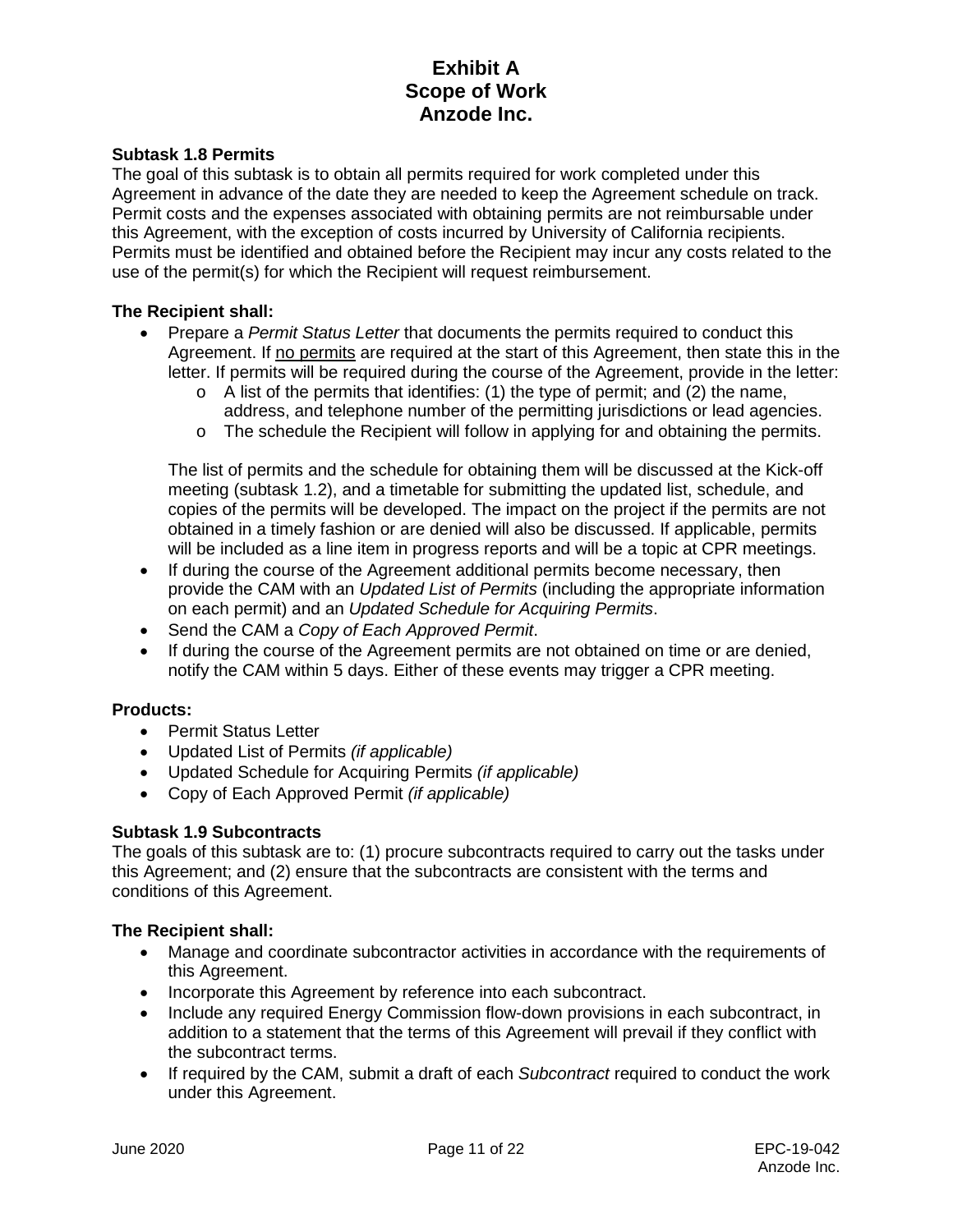### Subtask 1.8 Permits

The goal of this subtask is to obtain all permits required for work completed under this Agreement in advance of the date they are needed to keep the Agreement schedule on track. Permit costs and the expenses associated with obtaining permits are not reimbursable under this Agreement, with the exception of costs incurred by University of California recipients. Permits must be identified and obtained before the Recipient may incur any costs related to the use of the permit(s) for which the Recipient will request reimbursement.

**The Recipient shall:**

- Prepare a *Permit Status Letter* that documents the permits required to conduct this Agreement. If no permits are required at the start of this Agreement, then state this in the letter. If permits will be required during the course of the Agreement, provide in the letter:
  - A list of the permits that identifies: (1) the type of permit; and (2) the name, address, and telephone number of the permitting jurisdictions or lead agencies.
  - The schedule the Recipient will follow in applying for and obtaining the permits.

  The list of permits and the schedule for obtaining them will be discussed at the Kick-off meeting (subtask 1.2), and a timetable for submitting the updated list, schedule, and copies of the permits will be developed. The impact on the project if the permits are not obtained in a timely fashion or are denied will also be discussed. If applicable, permits will be included as a line item in progress reports and will be a topic at CPR meetings.
- If during the course of the Agreement additional permits become necessary, then provide the CAM with an *Updated List of Permits* (including the appropriate information on each permit) and an *Updated Schedule for Acquiring Permits*.
- Send the CAM a *Copy of Each Approved Permit*.
- If during the course of the Agreement permits are not obtained on time or are denied, notify the CAM within 5 days. Either of these events may trigger a CPR meeting.

**Products:**

- Permit Status Letter
- Updated List of Permits *(if applicable)*
- Updated Schedule for Acquiring Permits *(if applicable)*
- Copy of Each Approved Permit *(if applicable)*

### Subtask 1.9 Subcontracts

The goals of this subtask are to: (1) procure subcontracts required to carry out the tasks under this Agreement; and (2) ensure that the subcontracts are consistent with the terms and conditions of this Agreement.

**The Recipient shall:**

- Manage and coordinate subcontractor activities in accordance with the requirements of this Agreement.
- Incorporate this Agreement by reference into each subcontract.
- Include any required Energy Commission flow-down provisions in each subcontract, in addition to a statement that the terms of this Agreement will prevail if they conflict with the subcontract terms.
- If required by the CAM, submit a draft of each *Subcontract* required to conduct the work under this Agreement.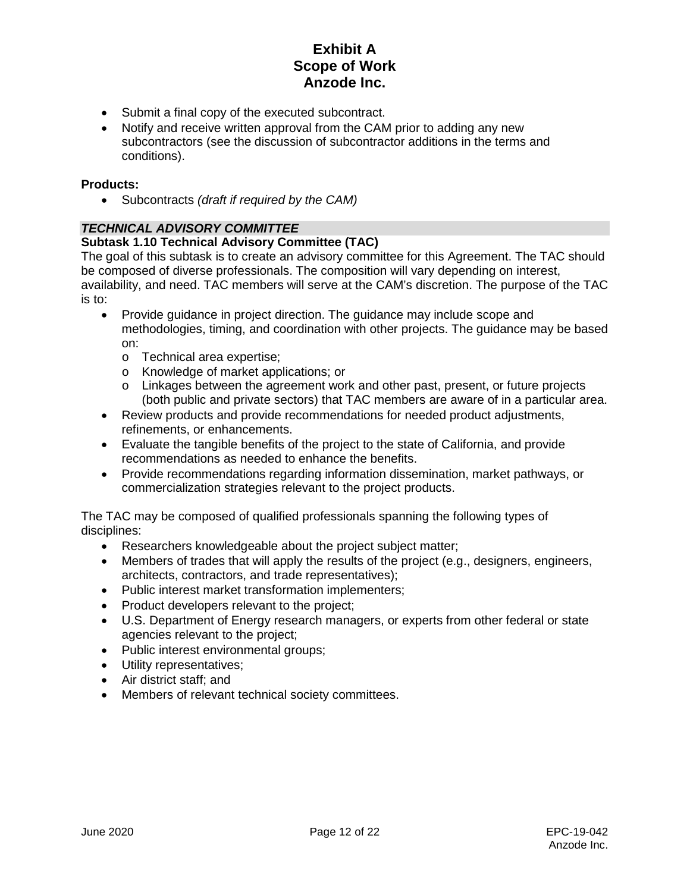- Submit a final copy of the executed subcontract.
- Notify and receive written approval from the CAM prior to adding any new subcontractors (see the discussion of subcontractor additions in the terms and conditions).

**Products:**

- Subcontracts *(draft if required by the CAM)*

***TECHNICAL ADVISORY COMMITTEE***

**Subtask 1.10 Technical Advisory Committee (TAC)**

The goal of this subtask is to create an advisory committee for this Agreement. The TAC should be composed of diverse professionals. The composition will vary depending on interest, availability, and need. TAC members will serve at the CAM's discretion. The purpose of the TAC is to:

- Provide guidance in project direction. The guidance may include scope and methodologies, timing, and coordination with other projects. The guidance may be based on:
  - Technical area expertise;
  - Knowledge of market applications; or
  - Linkages between the agreement work and other past, present, or future projects (both public and private sectors) that TAC members are aware of in a particular area.
- Review products and provide recommendations for needed product adjustments, refinements, or enhancements.
- Evaluate the tangible benefits of the project to the state of California, and provide recommendations as needed to enhance the benefits.
- Provide recommendations regarding information dissemination, market pathways, or commercialization strategies relevant to the project products.

The TAC may be composed of qualified professionals spanning the following types of disciplines:

- Researchers knowledgeable about the project subject matter;
- Members of trades that will apply the results of the project (e.g., designers, engineers, architects, contractors, and trade representatives);
- Public interest market transformation implementers;
- Product developers relevant to the project;
- U.S. Department of Energy research managers, or experts from other federal or state agencies relevant to the project;
- Public interest environmental groups;
- Utility representatives;
- Air district staff; and
- Members of relevant technical society committees.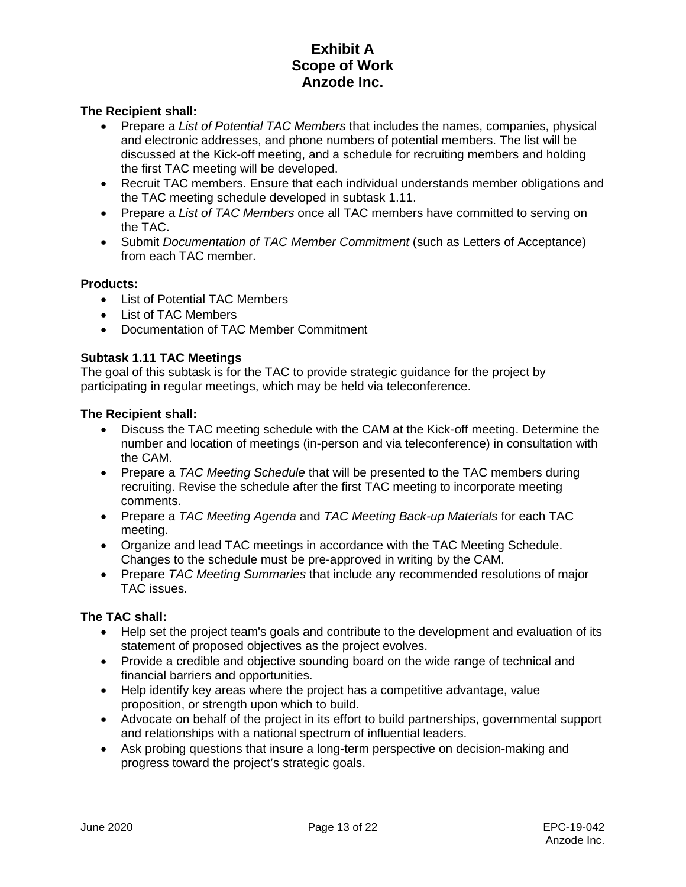**The Recipient shall:**

- Prepare a *List of Potential TAC Members* that includes the names, companies, physical and electronic addresses, and phone numbers of potential members. The list will be discussed at the Kick-off meeting, and a schedule for recruiting members and holding the first TAC meeting will be developed.
- Recruit TAC members. Ensure that each individual understands member obligations and the TAC meeting schedule developed in subtask 1.11.
- Prepare a *List of TAC Members* once all TAC members have committed to serving on the TAC.
- Submit *Documentation of TAC Member Commitment* (such as Letters of Acceptance) from each TAC member.

**Products:**

- List of Potential TAC Members
- List of TAC Members
- Documentation of TAC Member Commitment

**Subtask 1.11 TAC Meetings**

The goal of this subtask is for the TAC to provide strategic guidance for the project by participating in regular meetings, which may be held via teleconference.

**The Recipient shall:**

- Discuss the TAC meeting schedule with the CAM at the Kick-off meeting. Determine the number and location of meetings (in-person and via teleconference) in consultation with the CAM.
- Prepare a *TAC Meeting Schedule* that will be presented to the TAC members during recruiting. Revise the schedule after the first TAC meeting to incorporate meeting comments.
- Prepare a *TAC Meeting Agenda* and *TAC Meeting Back-up Materials* for each TAC meeting.
- Organize and lead TAC meetings in accordance with the TAC Meeting Schedule. Changes to the schedule must be pre-approved in writing by the CAM.
- Prepare *TAC Meeting Summaries* that include any recommended resolutions of major TAC issues.

**The TAC shall:**

- Help set the project team's goals and contribute to the development and evaluation of its statement of proposed objectives as the project evolves.
- Provide a credible and objective sounding board on the wide range of technical and financial barriers and opportunities.
- Help identify key areas where the project has a competitive advantage, value proposition, or strength upon which to build.
- Advocate on behalf of the project in its effort to build partnerships, governmental support and relationships with a national spectrum of influential leaders.
- Ask probing questions that insure a long-term perspective on decision-making and progress toward the project's strategic goals.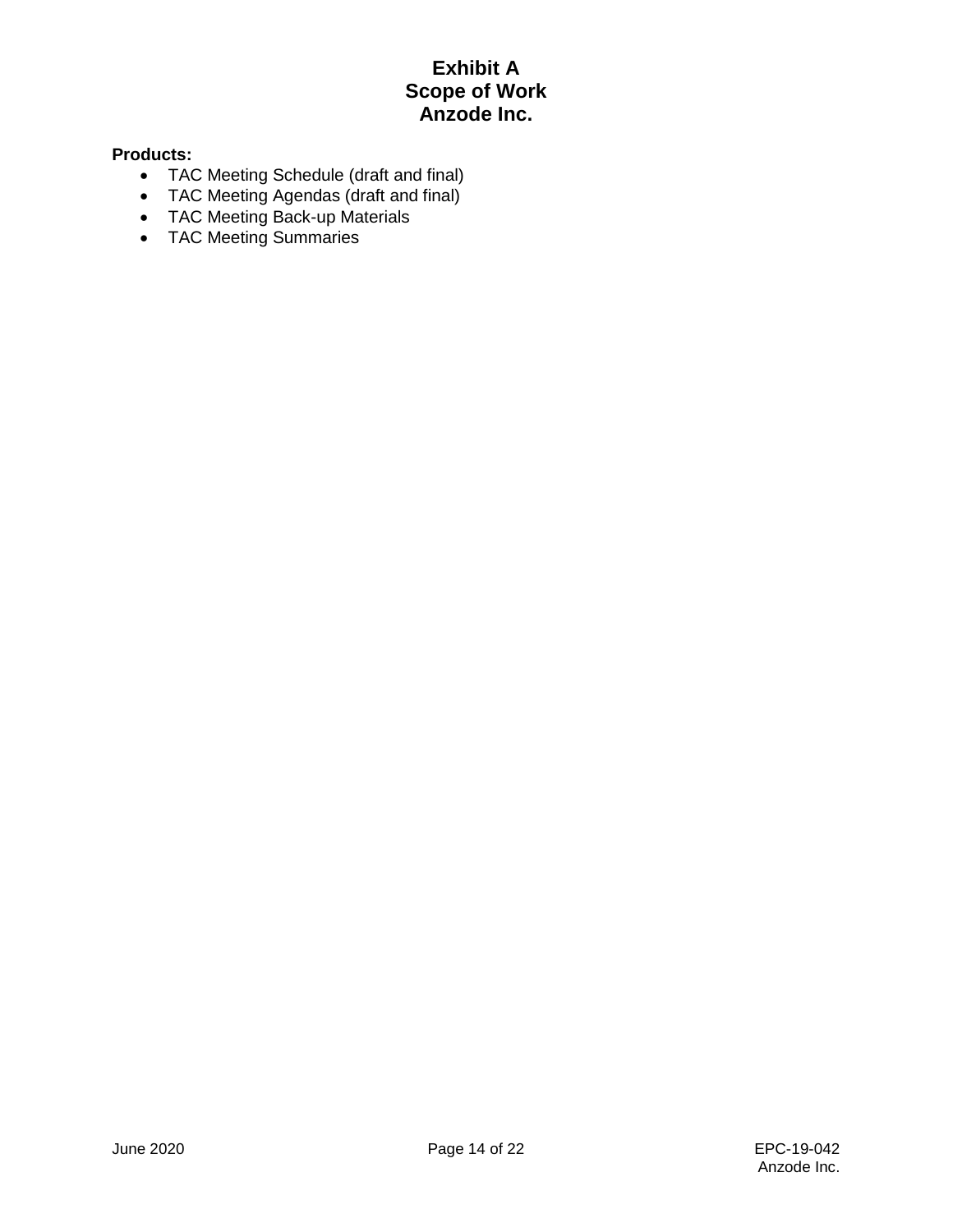**Products:**

- TAC Meeting Schedule (draft and final)
- TAC Meeting Agendas (draft and final)
- TAC Meeting Back-up Materials
- TAC Meeting Summaries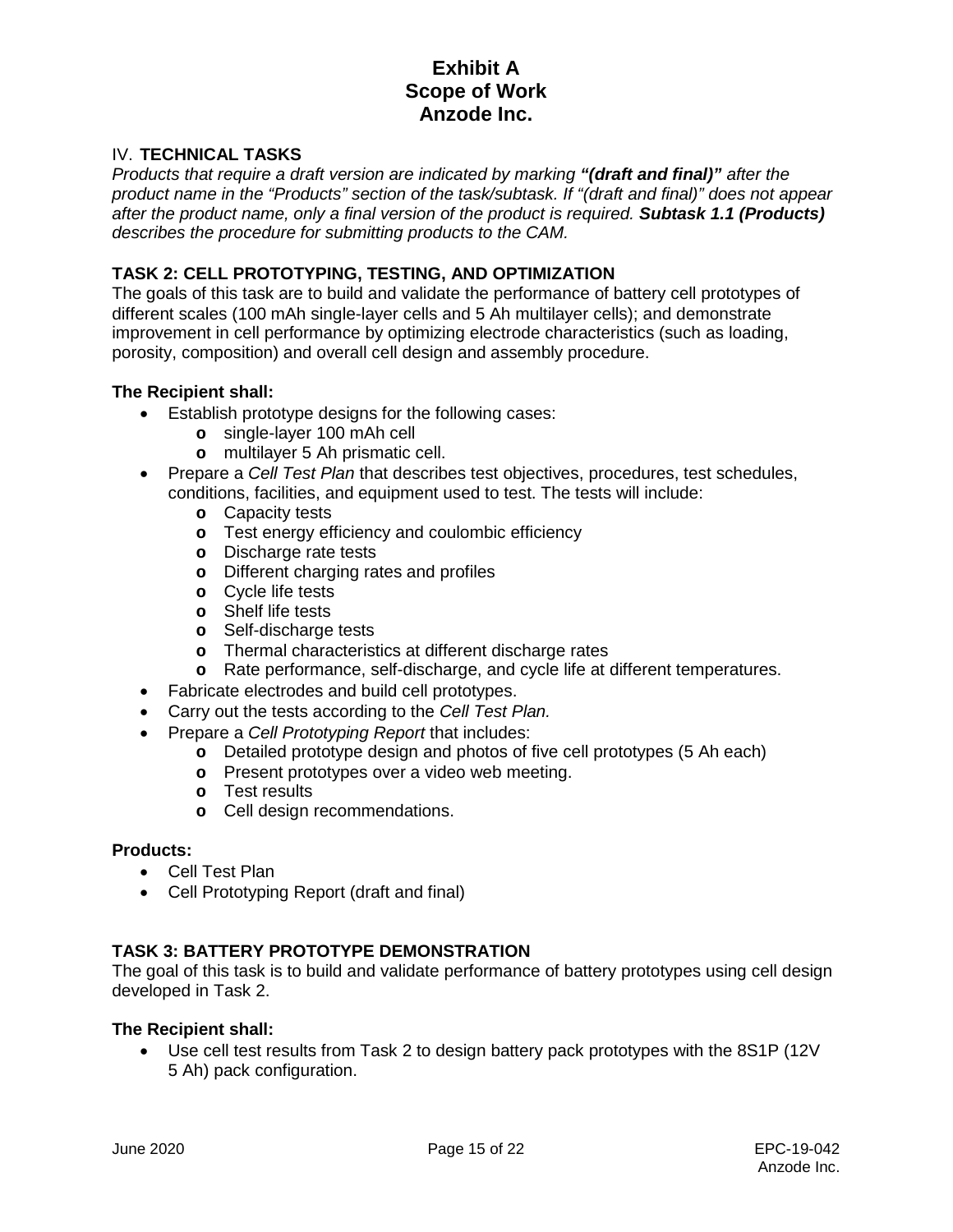# Exhibit A
# Scope of Work
# Anzode Inc.

IV. **TECHNICAL TASKS**

*Products that require a draft version are indicated by marking **"(draft and final)"** after the product name in the "Products" section of the task/subtask. If "(draft and final)" does not appear after the product name, only a final version of the product is required. **Subtask 1.1 (Products)** describes the procedure for submitting products to the CAM.*

## TASK 2: CELL PROTOTYPING, TESTING, AND OPTIMIZATION

The goals of this task are to build and validate the performance of battery cell prototypes of different scales (100 mAh single-layer cells and 5 Ah multilayer cells); and demonstrate improvement in cell performance by optimizing electrode characteristics (such as loading, porosity, composition) and overall cell design and assembly procedure.

**The Recipient shall:**

- Establish prototype designs for the following cases:
  - single-layer 100 mAh cell
  - multilayer 5 Ah prismatic cell.
- Prepare a *Cell Test Plan* that describes test objectives, procedures, test schedules, conditions, facilities, and equipment used to test. The tests will include:
  - Capacity tests
  - Test energy efficiency and coulombic efficiency
  - Discharge rate tests
  - Different charging rates and profiles
  - Cycle life tests
  - Shelf life tests
  - Self-discharge tests
  - Thermal characteristics at different discharge rates
  - Rate performance, self-discharge, and cycle life at different temperatures.
- Fabricate electrodes and build cell prototypes.
- Carry out the tests according to the *Cell Test Plan.*
- Prepare a *Cell Prototyping Report* that includes:
  - Detailed prototype design and photos of five cell prototypes (5 Ah each)
  - Present prototypes over a video web meeting.
  - Test results
  - Cell design recommendations.

**Products:**

- Cell Test Plan
- Cell Prototyping Report (draft and final)

## TASK 3: BATTERY PROTOTYPE DEMONSTRATION

The goal of this task is to build and validate performance of battery prototypes using cell design developed in Task 2.

**The Recipient shall:**

- Use cell test results from Task 2 to design battery pack prototypes with the 8S1P (12V 5 Ah) pack configuration.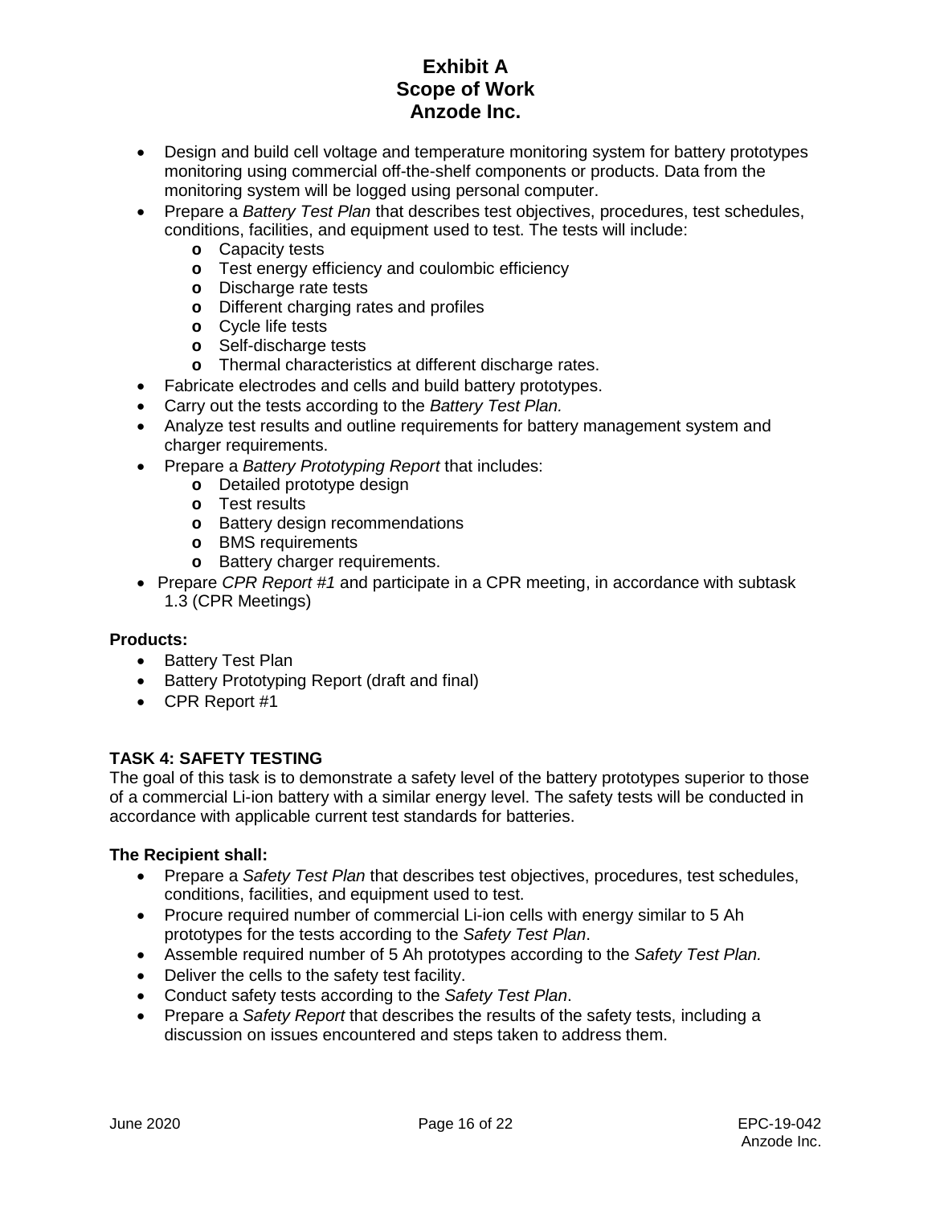- Design and build cell voltage and temperature monitoring system for battery prototypes monitoring using commercial off-the-shelf components or products. Data from the monitoring system will be logged using personal computer.
- Prepare a *Battery Test Plan* that describes test objectives, procedures, test schedules, conditions, facilities, and equipment used to test. The tests will include:
  - Capacity tests
  - Test energy efficiency and coulombic efficiency
  - Discharge rate tests
  - Different charging rates and profiles
  - Cycle life tests
  - Self-discharge tests
  - Thermal characteristics at different discharge rates.
- Fabricate electrodes and cells and build battery prototypes.
- Carry out the tests according to the *Battery Test Plan.*
- Analyze test results and outline requirements for battery management system and charger requirements.
- Prepare a *Battery Prototyping Report* that includes:
  - Detailed prototype design
  - Test results
  - Battery design recommendations
  - BMS requirements
  - Battery charger requirements.
- Prepare *CPR Report #1* and participate in a CPR meeting, in accordance with subtask 1.3 (CPR Meetings)

**Products:**

- Battery Test Plan
- Battery Prototyping Report (draft and final)
- CPR Report #1

### TASK 4: SAFETY TESTING

The goal of this task is to demonstrate a safety level of the battery prototypes superior to those of a commercial Li-ion battery with a similar energy level. The safety tests will be conducted in accordance with applicable current test standards for batteries.

**The Recipient shall:**

- Prepare a *Safety Test Plan* that describes test objectives, procedures, test schedules, conditions, facilities, and equipment used to test.
- Procure required number of commercial Li-ion cells with energy similar to 5 Ah prototypes for the tests according to the *Safety Test Plan*.
- Assemble required number of 5 Ah prototypes according to the *Safety Test Plan.*
- Deliver the cells to the safety test facility.
- Conduct safety tests according to the *Safety Test Plan*.
- Prepare a *Safety Report* that describes the results of the safety tests, including a discussion on issues encountered and steps taken to address them.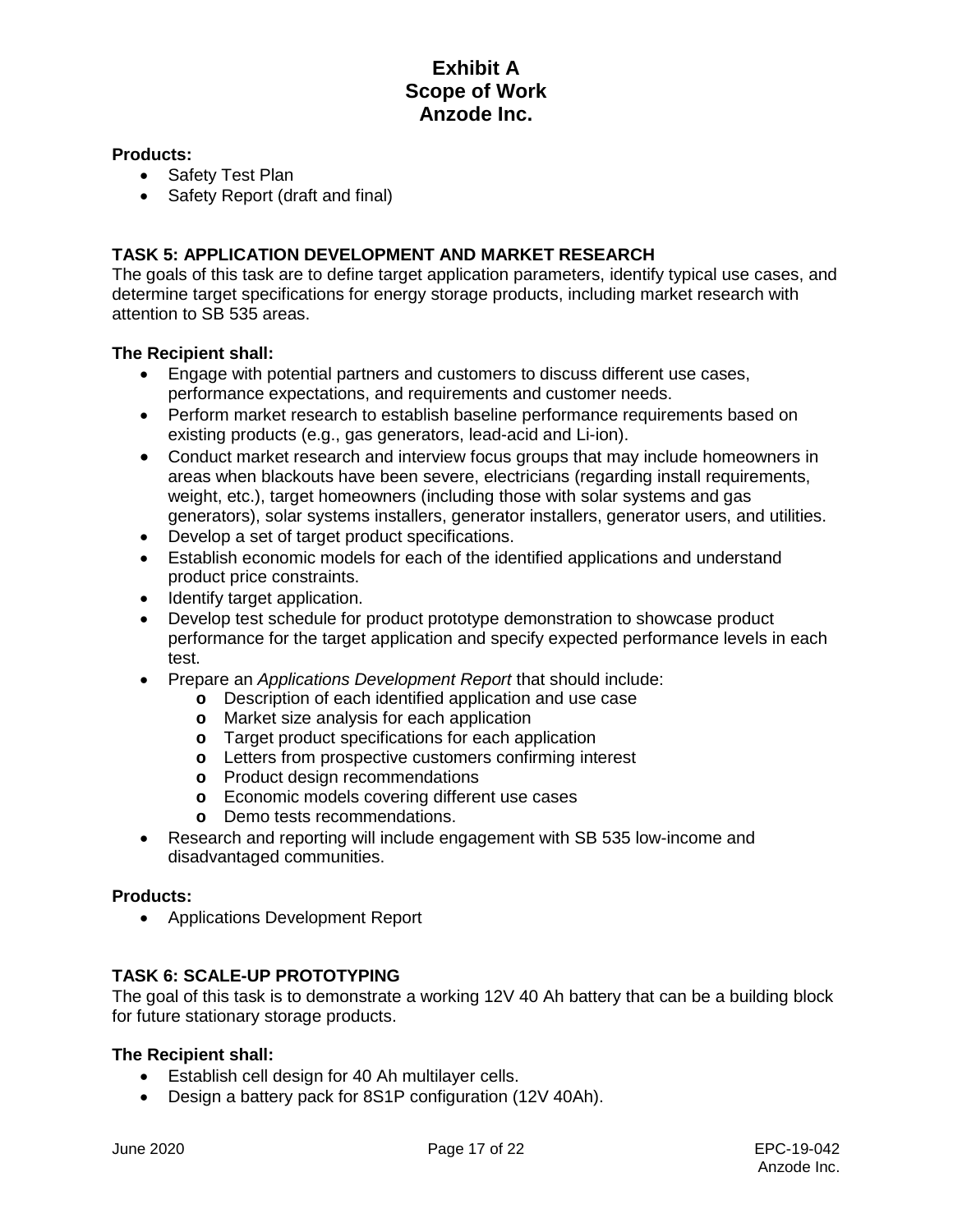**Products:**

- Safety Test Plan
- Safety Report (draft and final)

## TASK 5: APPLICATION DEVELOPMENT AND MARKET RESEARCH

The goals of this task are to define target application parameters, identify typical use cases, and determine target specifications for energy storage products, including market research with attention to SB 535 areas.

**The Recipient shall:**

- Engage with potential partners and customers to discuss different use cases, performance expectations, and requirements and customer needs.
- Perform market research to establish baseline performance requirements based on existing products (e.g., gas generators, lead-acid and Li-ion).
- Conduct market research and interview focus groups that may include homeowners in areas when blackouts have been severe, electricians (regarding install requirements, weight, etc.), target homeowners (including those with solar systems and gas generators), solar systems installers, generator installers, generator users, and utilities.
- Develop a set of target product specifications.
- Establish economic models for each of the identified applications and understand product price constraints.
- Identify target application.
- Develop test schedule for product prototype demonstration to showcase product performance for the target application and specify expected performance levels in each test.
- Prepare an *Applications Development Report* that should include:
  - Description of each identified application and use case
  - Market size analysis for each application
  - Target product specifications for each application
  - Letters from prospective customers confirming interest
  - Product design recommendations
  - Economic models covering different use cases
  - Demo tests recommendations.
- Research and reporting will include engagement with SB 535 low-income and disadvantaged communities.

**Products:**

- Applications Development Report

## TASK 6: SCALE-UP PROTOTYPING

The goal of this task is to demonstrate a working 12V 40 Ah battery that can be a building block for future stationary storage products.

**The Recipient shall:**

- Establish cell design for 40 Ah multilayer cells.
- Design a battery pack for 8S1P configuration (12V 40Ah).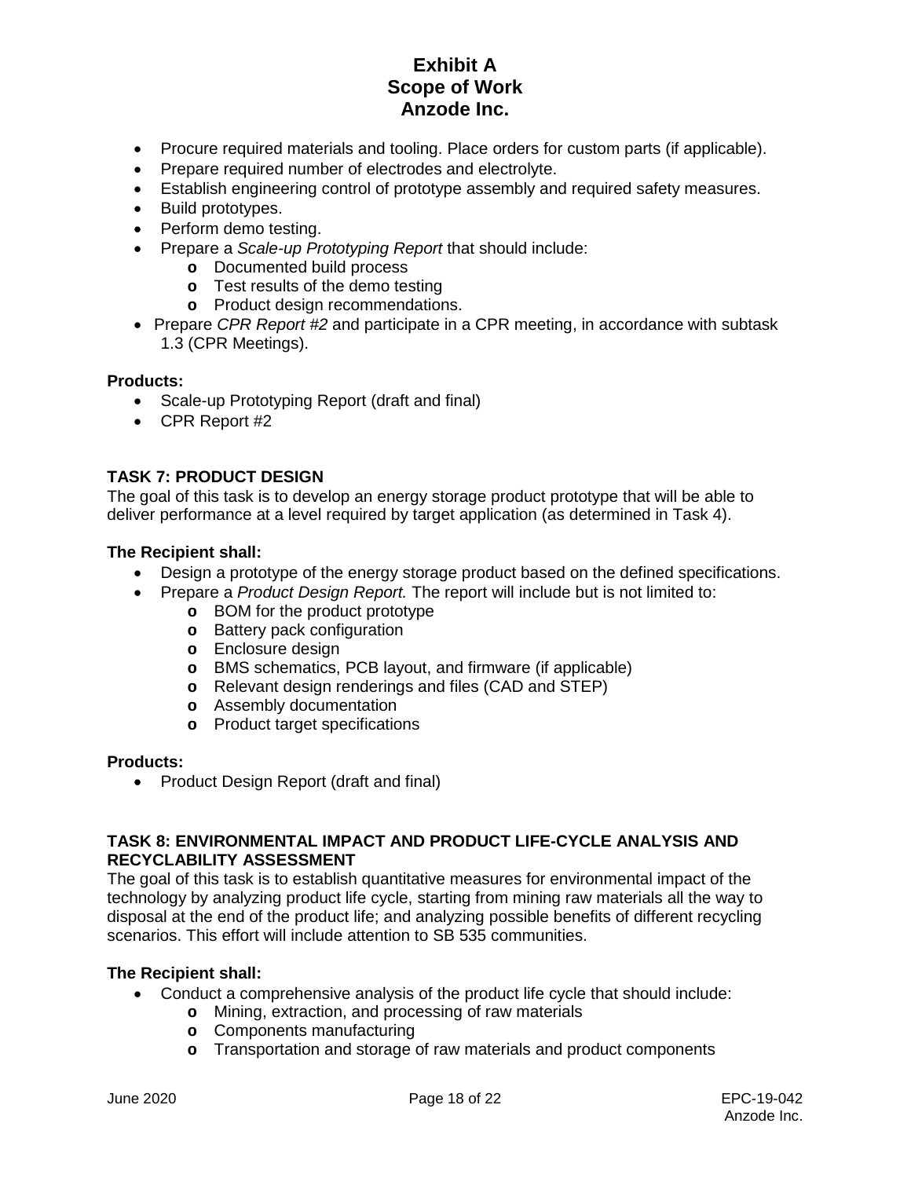- Procure required materials and tooling. Place orders for custom parts (if applicable).
- Prepare required number of electrodes and electrolyte.
- Establish engineering control of prototype assembly and required safety measures.
- Build prototypes.
- Perform demo testing.
- Prepare a *Scale-up Prototyping Report* that should include:
    - Documented build process
    - Test results of the demo testing
    - Product design recommendations.
- Prepare *CPR Report #2* and participate in a CPR meeting, in accordance with subtask 1.3 (CPR Meetings).

**Products:**

- Scale-up Prototyping Report (draft and final)
- CPR Report #2

### TASK 7: PRODUCT DESIGN

The goal of this task is to develop an energy storage product prototype that will be able to deliver performance at a level required by target application (as determined in Task 4).

**The Recipient shall:**

- Design a prototype of the energy storage product based on the defined specifications.
- Prepare a *Product Design Report.* The report will include but is not limited to:
    - BOM for the product prototype
    - Battery pack configuration
    - Enclosure design
    - BMS schematics, PCB layout, and firmware (if applicable)
    - Relevant design renderings and files (CAD and STEP)
    - Assembly documentation
    - Product target specifications

**Products:**

- Product Design Report (draft and final)

### TASK 8: ENVIRONMENTAL IMPACT AND PRODUCT LIFE-CYCLE ANALYSIS AND RECYCLABILITY ASSESSMENT

The goal of this task is to establish quantitative measures for environmental impact of the technology by analyzing product life cycle, starting from mining raw materials all the way to disposal at the end of the product life; and analyzing possible benefits of different recycling scenarios. This effort will include attention to SB 535 communities.

**The Recipient shall:**

- Conduct a comprehensive analysis of the product life cycle that should include:
    - Mining, extraction, and processing of raw materials
    - Components manufacturing
    - Transportation and storage of raw materials and product components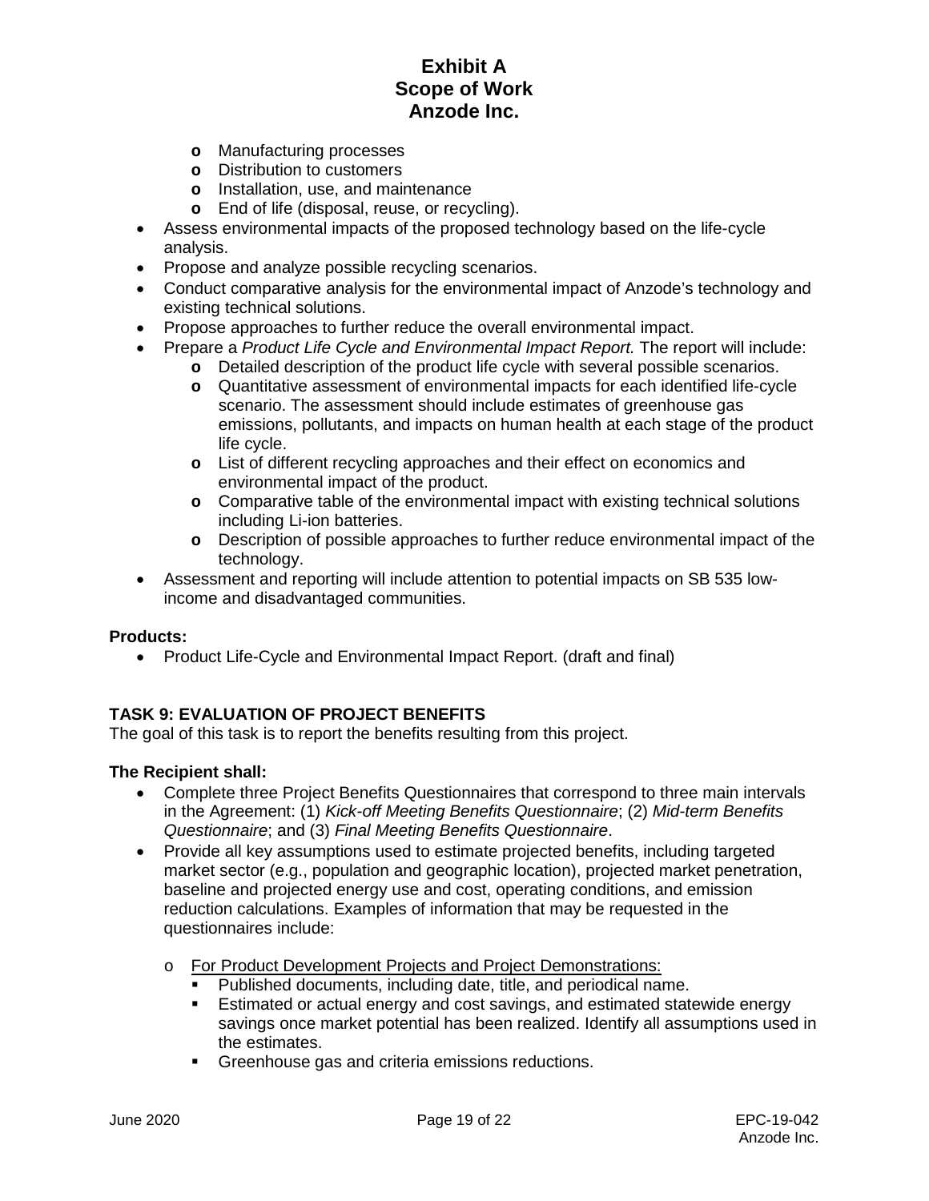- Manufacturing processes
  - Distribution to customers
  - Installation, use, and maintenance
  - End of life (disposal, reuse, or recycling).
- Assess environmental impacts of the proposed technology based on the life-cycle analysis.
- Propose and analyze possible recycling scenarios.
- Conduct comparative analysis for the environmental impact of Anzode's technology and existing technical solutions.
- Propose approaches to further reduce the overall environmental impact.
- Prepare a *Product Life Cycle and Environmental Impact Report.* The report will include:
  - Detailed description of the product life cycle with several possible scenarios.
  - Quantitative assessment of environmental impacts for each identified life-cycle scenario. The assessment should include estimates of greenhouse gas emissions, pollutants, and impacts on human health at each stage of the product life cycle.
  - List of different recycling approaches and their effect on economics and environmental impact of the product.
  - Comparative table of the environmental impact with existing technical solutions including Li-ion batteries.
  - Description of possible approaches to further reduce environmental impact of the technology.
- Assessment and reporting will include attention to potential impacts on SB 535 low-income and disadvantaged communities.

**Products:**

- Product Life-Cycle and Environmental Impact Report. (draft and final)

**TASK 9: EVALUATION OF PROJECT BENEFITS**

The goal of this task is to report the benefits resulting from this project.

**The Recipient shall:**

- Complete three Project Benefits Questionnaires that correspond to three main intervals in the Agreement: (1) *Kick-off Meeting Benefits Questionnaire*; (2) *Mid-term Benefits Questionnaire*; and (3) *Final Meeting Benefits Questionnaire*.
- Provide all key assumptions used to estimate projected benefits, including targeted market sector (e.g., population and geographic location), projected market penetration, baseline and projected energy use and cost, operating conditions, and emission reduction calculations. Examples of information that may be requested in the questionnaires include:

  - For Product Development Projects and Project Demonstrations:
    - Published documents, including date, title, and periodical name.
    - Estimated or actual energy and cost savings, and estimated statewide energy savings once market potential has been realized. Identify all assumptions used in the estimates.
    - Greenhouse gas and criteria emissions reductions.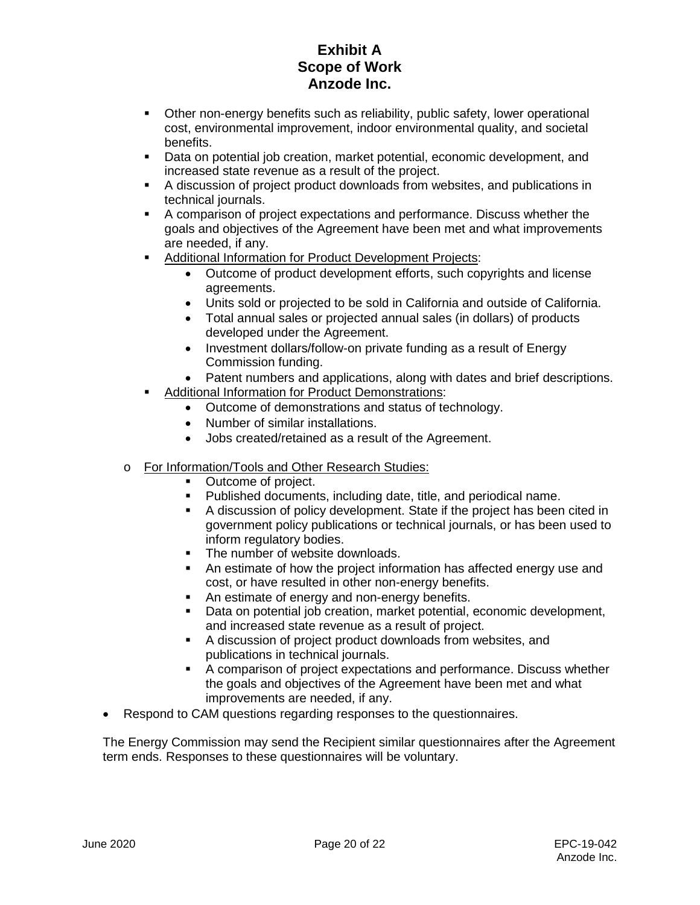- Other non-energy benefits such as reliability, public safety, lower operational cost, environmental improvement, indoor environmental quality, and societal benefits.
- Data on potential job creation, market potential, economic development, and increased state revenue as a result of the project.
- A discussion of project product downloads from websites, and publications in technical journals.
- A comparison of project expectations and performance. Discuss whether the goals and objectives of the Agreement have been met and what improvements are needed, if any.
- Additional Information for Product Development Projects:
  - Outcome of product development efforts, such copyrights and license agreements.
  - Units sold or projected to be sold in California and outside of California.
  - Total annual sales or projected annual sales (in dollars) of products developed under the Agreement.
  - Investment dollars/follow-on private funding as a result of Energy Commission funding.
  - Patent numbers and applications, along with dates and brief descriptions.
- Additional Information for Product Demonstrations:
  - Outcome of demonstrations and status of technology.
  - Number of similar installations.
  - Jobs created/retained as a result of the Agreement.

- For Information/Tools and Other Research Studies:
  - Outcome of project.
  - Published documents, including date, title, and periodical name.
  - A discussion of policy development. State if the project has been cited in government policy publications or technical journals, or has been used to inform regulatory bodies.
  - The number of website downloads.
  - An estimate of how the project information has affected energy use and cost, or have resulted in other non-energy benefits.
  - An estimate of energy and non-energy benefits.
  - Data on potential job creation, market potential, economic development, and increased state revenue as a result of project.
  - A discussion of project product downloads from websites, and publications in technical journals.
  - A comparison of project expectations and performance. Discuss whether the goals and objectives of the Agreement have been met and what improvements are needed, if any.

- Respond to CAM questions regarding responses to the questionnaires.

The Energy Commission may send the Recipient similar questionnaires after the Agreement term ends. Responses to these questionnaires will be voluntary.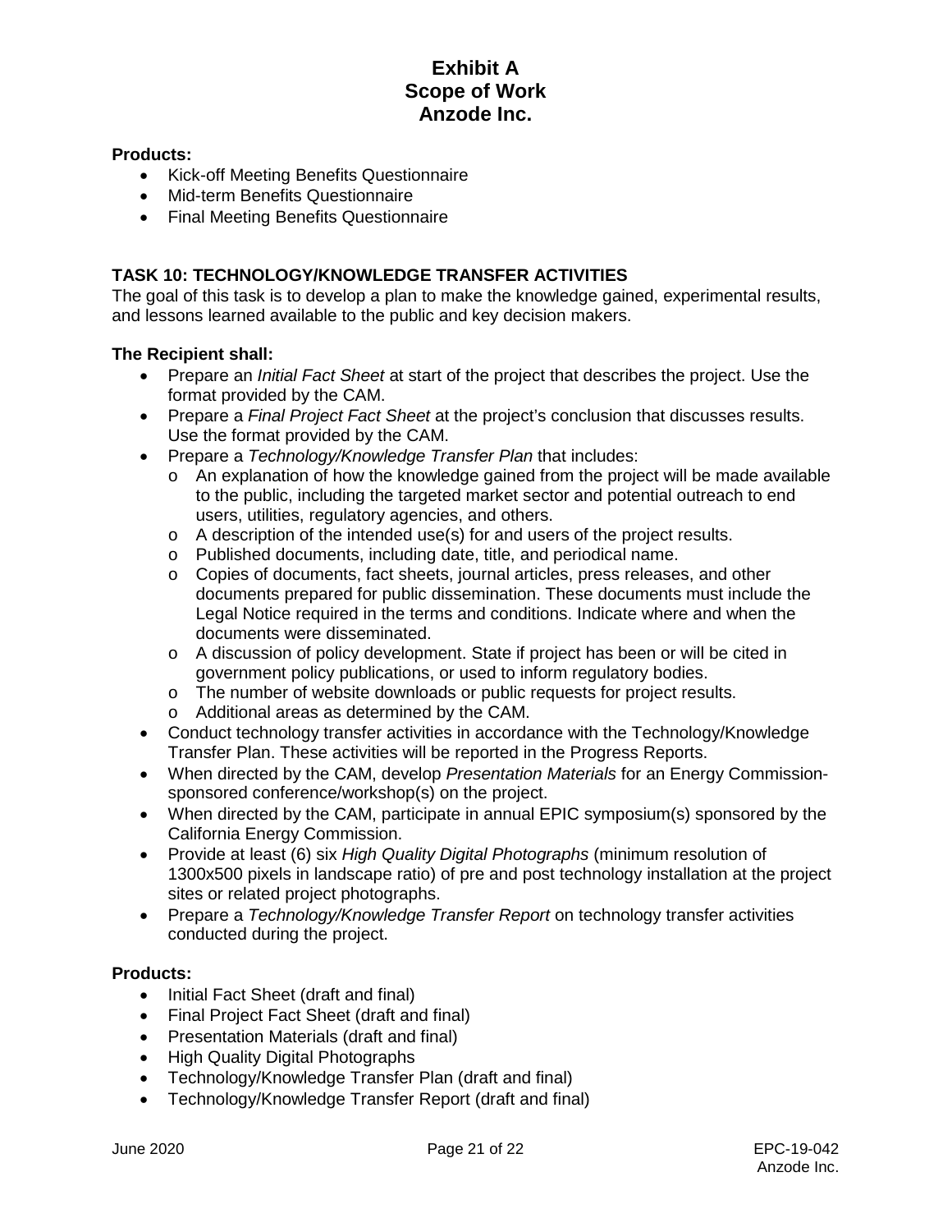**Products:**

- Kick-off Meeting Benefits Questionnaire
- Mid-term Benefits Questionnaire
- Final Meeting Benefits Questionnaire

## TASK 10: TECHNOLOGY/KNOWLEDGE TRANSFER ACTIVITIES

The goal of this task is to develop a plan to make the knowledge gained, experimental results, and lessons learned available to the public and key decision makers.

**The Recipient shall:**

- Prepare an *Initial Fact Sheet* at start of the project that describes the project. Use the format provided by the CAM.
- Prepare a *Final Project Fact Sheet* at the project's conclusion that discusses results. Use the format provided by the CAM.
- Prepare a *Technology/Knowledge Transfer Plan* that includes:
  - An explanation of how the knowledge gained from the project will be made available to the public, including the targeted market sector and potential outreach to end users, utilities, regulatory agencies, and others.
  - A description of the intended use(s) for and users of the project results.
  - Published documents, including date, title, and periodical name.
  - Copies of documents, fact sheets, journal articles, press releases, and other documents prepared for public dissemination. These documents must include the Legal Notice required in the terms and conditions. Indicate where and when the documents were disseminated.
  - A discussion of policy development. State if project has been or will be cited in government policy publications, or used to inform regulatory bodies.
  - The number of website downloads or public requests for project results.
  - Additional areas as determined by the CAM.
- Conduct technology transfer activities in accordance with the Technology/Knowledge Transfer Plan. These activities will be reported in the Progress Reports.
- When directed by the CAM, develop *Presentation Materials* for an Energy Commission-sponsored conference/workshop(s) on the project.
- When directed by the CAM, participate in annual EPIC symposium(s) sponsored by the California Energy Commission.
- Provide at least (6) six *High Quality Digital Photographs* (minimum resolution of 1300x500 pixels in landscape ratio) of pre and post technology installation at the project sites or related project photographs.
- Prepare a *Technology/Knowledge Transfer Report* on technology transfer activities conducted during the project.

**Products:**

- Initial Fact Sheet (draft and final)
- Final Project Fact Sheet (draft and final)
- Presentation Materials (draft and final)
- High Quality Digital Photographs
- Technology/Knowledge Transfer Plan (draft and final)
- Technology/Knowledge Transfer Report (draft and final)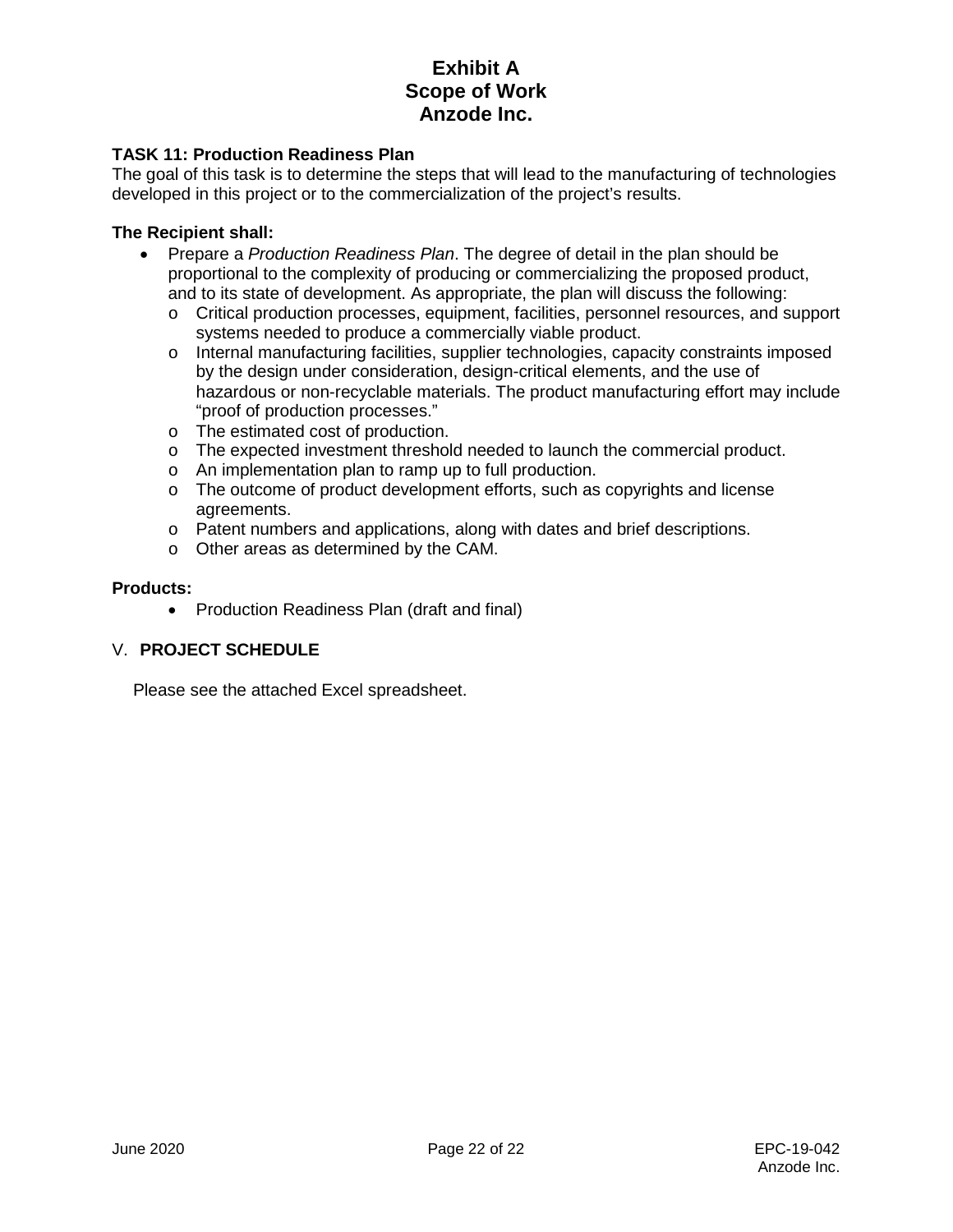**TASK 11: Production Readiness Plan**

The goal of this task is to determine the steps that will lead to the manufacturing of technologies developed in this project or to the commercialization of the project's results.

**The Recipient shall:**

- Prepare a *Production Readiness Plan*. The degree of detail in the plan should be proportional to the complexity of producing or commercializing the proposed product, and to its state of development. As appropriate, the plan will discuss the following:
  - Critical production processes, equipment, facilities, personnel resources, and support systems needed to produce a commercially viable product.
  - Internal manufacturing facilities, supplier technologies, capacity constraints imposed by the design under consideration, design-critical elements, and the use of hazardous or non-recyclable materials. The product manufacturing effort may include "proof of production processes."
  - The estimated cost of production.
  - The expected investment threshold needed to launch the commercial product.
  - An implementation plan to ramp up to full production.
  - The outcome of product development efforts, such as copyrights and license agreements.
  - Patent numbers and applications, along with dates and brief descriptions.
  - Other areas as determined by the CAM.

**Products:**

- Production Readiness Plan (draft and final)

## V. PROJECT SCHEDULE

Please see the attached Excel spreadsheet.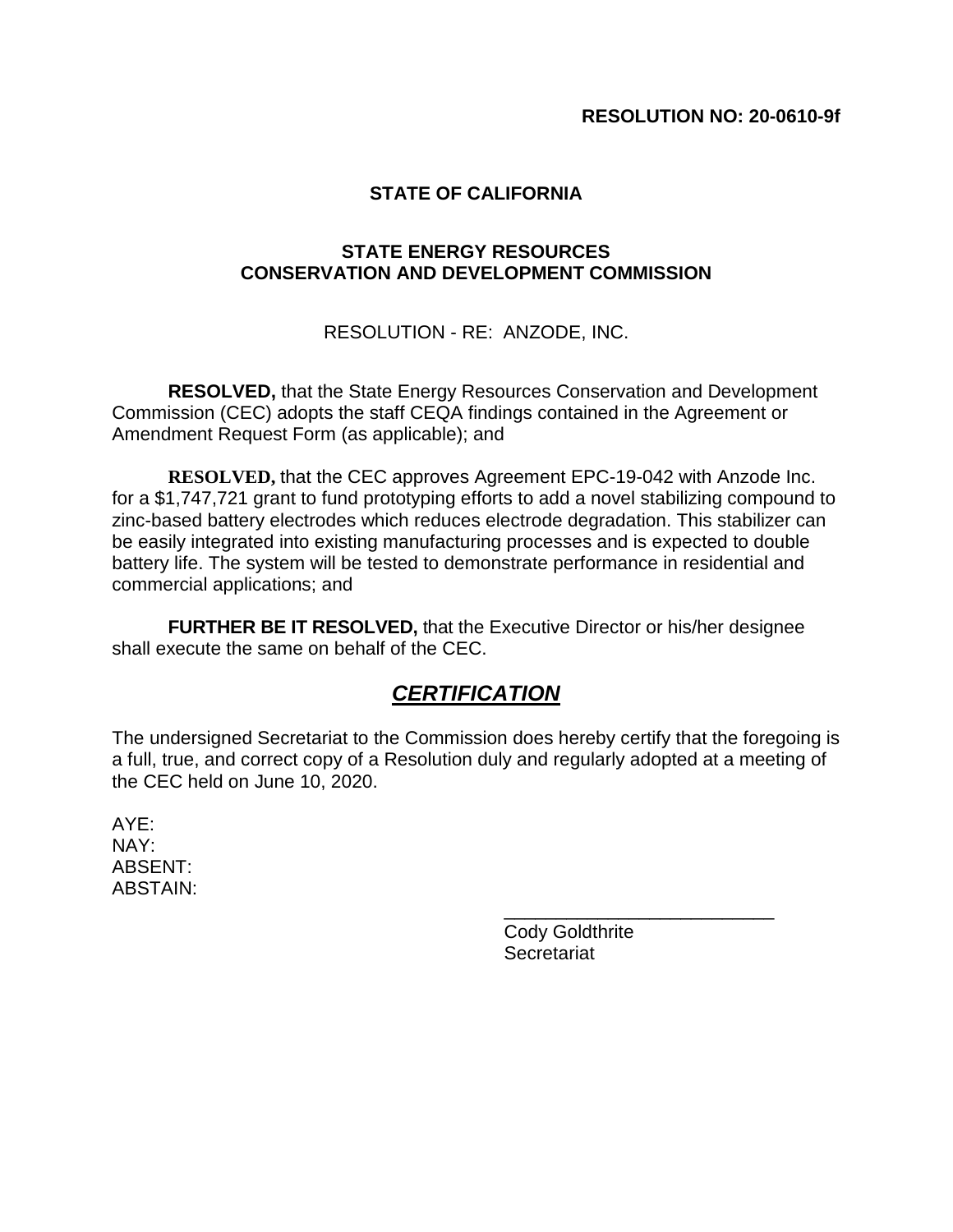**RESOLUTION NO: 20-0610-9f**

**STATE OF CALIFORNIA**

**STATE ENERGY RESOURCES**
**CONSERVATION AND DEVELOPMENT COMMISSION**

RESOLUTION - RE: ANZODE, INC.

**RESOLVED,** that the State Energy Resources Conservation and Development Commission (CEC) adopts the staff CEQA findings contained in the Agreement or Amendment Request Form (as applicable); and

**RESOLVED,** that the CEC approves Agreement EPC-19-042 with Anzode Inc. for a $1,747,721 grant to fund prototyping efforts to add a novel stabilizing compound to zinc-based battery electrodes which reduces electrode degradation. This stabilizer can be easily integrated into existing manufacturing processes and is expected to double battery life. The system will be tested to demonstrate performance in residential and commercial applications; and

**FURTHER BE IT RESOLVED,** that the Executive Director or his/her designee shall execute the same on behalf of the CEC.

## ***CERTIFICATION***

The undersigned Secretariat to the Commission does hereby certify that the foregoing is a full, true, and correct copy of a Resolution duly and regularly adopted at a meeting of the CEC held on June 10, 2020.

AYE:
NAY:
ABSENT:
ABSTAIN:

___________________________
Cody Goldthrite
Secretariat